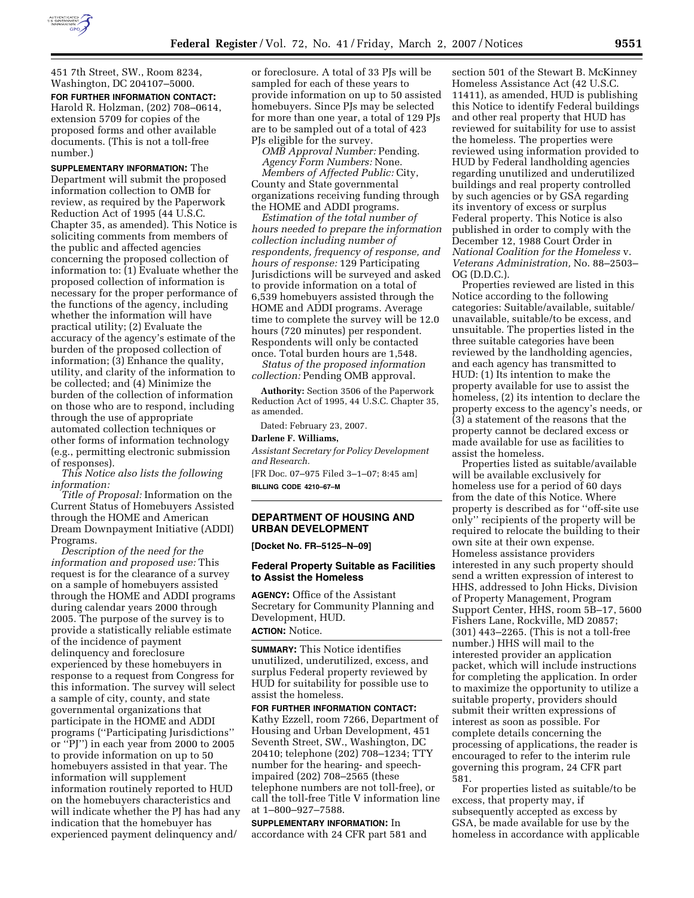451 7th Street, SW., Room 8234, Washington, DC 204107–5000.

**FOR FURTHER INFORMATION CONTACT:** Harold R. Holzman, (202) 708–0614, extension 5709 for copies of the proposed forms and other available documents. (This is not a toll-free number.)

**SUPPLEMENTARY INFORMATION:** The Department will submit the proposed information collection to OMB for review, as required by the Paperwork Reduction Act of 1995 (44 U.S.C. Chapter 35, as amended). This Notice is soliciting comments from members of the public and affected agencies concerning the proposed collection of information to: (1) Evaluate whether the proposed collection of information is necessary for the proper performance of the functions of the agency, including whether the information will have practical utility; (2) Evaluate the accuracy of the agency's estimate of the burden of the proposed collection of information; (3) Enhance the quality, utility, and clarity of the information to be collected; and (4) Minimize the burden of the collection of information on those who are to respond, including through the use of appropriate automated collection techniques or other forms of information technology (e.g., permitting electronic submission of responses).

*This Notice also lists the following information:*

*Title of Proposal:* Information on the Current Status of Homebuyers Assisted through the HOME and American Dream Downpayment Initiative (ADDI) Programs.

*Description of the need for the information and proposed use:* This request is for the clearance of a survey on a sample of homebuyers assisted through the HOME and ADDI programs during calendar years 2000 through 2005. The purpose of the survey is to provide a statistically reliable estimate of the incidence of payment delinquency and foreclosure experienced by these homebuyers in response to a request from Congress for this information. The survey will select a sample of city, county, and state governmental organizations that participate in the HOME and ADDI programs (''Participating Jurisdictions'' or ''PJ'') in each year from 2000 to 2005 to provide information on up to 50 homebuyers assisted in that year. The information will supplement information routinely reported to HUD on the homebuyers characteristics and will indicate whether the PJ has had any indication that the homebuyer has experienced payment delinquency and/or foreclosure. A total of 33 PJs will be sampled for each of these years to provide information on up to 50 assisted homebuyers. Since PJs may be selected for more than one year, a total of 129 PJs are to be sampled out of a total of 423 PJs eligible for the survey.

*OMB Approval Number:* Pending.

*Agency Form Numbers:* None.

*Members of Affected Public:* City, County and State governmental organizations receiving funding through the HOME and ADDI programs.

*Estimation of the total number of hours needed to prepare the information collection including number of respondents, frequency of response, and hours of response:* 129 Participating Jurisdictions will be surveyed and asked to provide information on a total of 6,539 homebuyers assisted through the HOME and ADDI programs. Average time to complete the survey will be 12.0 hours (720 minutes) per respondent. Respondents will only be contacted once. Total burden hours are 1,548.

*Status of the proposed information collection:* Pending OMB approval.

**Authority:** Section 3506 of the Paperwork Reduction Act of 1995, 44 U.S.C. Chapter 35, as amended.

Dated: February 23, 2007.

**Darlene F. Williams,**

*Assistant Secretary for Policy Development and Research.*

[FR Doc. 07–975 Filed 3–1–07; 8:45 am]

**BILLING CODE 4210–67–M**

## DEPARTMENT OF HOUSING AND URBAN DEVELOPMENT

**[Docket No. FR–5125–N–09]**

### Federal Property Suitable as Facilities to Assist the Homeless

**AGENCY:** Office of the Assistant Secretary for Community Planning and Development, HUD.

**ACTION:** Notice.

**SUMMARY:** This Notice identifies unutilized, underutilized, excess, and surplus Federal property reviewed by HUD for suitability for possible use to assist the homeless.

**FOR FURTHER INFORMATION CONTACT:** Kathy Ezzell, room 7266, Department of Housing and Urban Development, 451 Seventh Street, SW., Washington, DC 20410; telephone (202) 708–1234; TTY number for the hearing- and speech-impaired (202) 708–2565 (these telephone numbers are not toll-free), or call the toll-free Title V information line at 1–800–927–7588.

**SUPPLEMENTARY INFORMATION:** In accordance with 24 CFR part 581 and section 501 of the Stewart B. McKinney Homeless Assistance Act (42 U.S.C. 11411), as amended, HUD is publishing this Notice to identify Federal buildings and other real property that HUD has reviewed for suitability for use to assist the homeless. The properties were reviewed using information provided to HUD by Federal landholding agencies regarding unutilized and underutilized buildings and real property controlled by such agencies or by GSA regarding its inventory of excess or surplus Federal property. This Notice is also published in order to comply with the December 12, 1988 Court Order in *National Coalition for the Homeless* v. *Veterans Administration,* No. 88–2503–OG (D.D.C.).

Properties reviewed are listed in this Notice according to the following categories: Suitable/available, suitable/unavailable, suitable/to be excess, and unsuitable. The properties listed in the three suitable categories have been reviewed by the landholding agencies, and each agency has transmitted to HUD: (1) Its intention to make the property available for use to assist the homeless, (2) its intention to declare the property excess to the agency's needs, or (3) a statement of the reasons that the property cannot be declared excess or made available for use as facilities to assist the homeless.

Properties listed as suitable/available will be available exclusively for homeless use for a period of 60 days from the date of this Notice. Where property is described as for ''off-site use only'' recipients of the property will be required to relocate the building to their own site at their own expense. Homeless assistance providers interested in any such property should send a written expression of interest to HHS, addressed to John Hicks, Division of Property Management, Program Support Center, HHS, room 5B–17, 5600 Fishers Lane, Rockville, MD 20857; (301) 443–2265. (This is not a toll-free number.) HHS will mail to the interested provider an application packet, which will include instructions for completing the application. In order to maximize the opportunity to utilize a suitable property, providers should submit their written expressions of interest as soon as possible. For complete details concerning the processing of applications, the reader is encouraged to refer to the interim rule governing this program, 24 CFR part 581.

For properties listed as suitable/to be excess, that property may, if subsequently accepted as excess by GSA, be made available for use by the homeless in accordance with applicable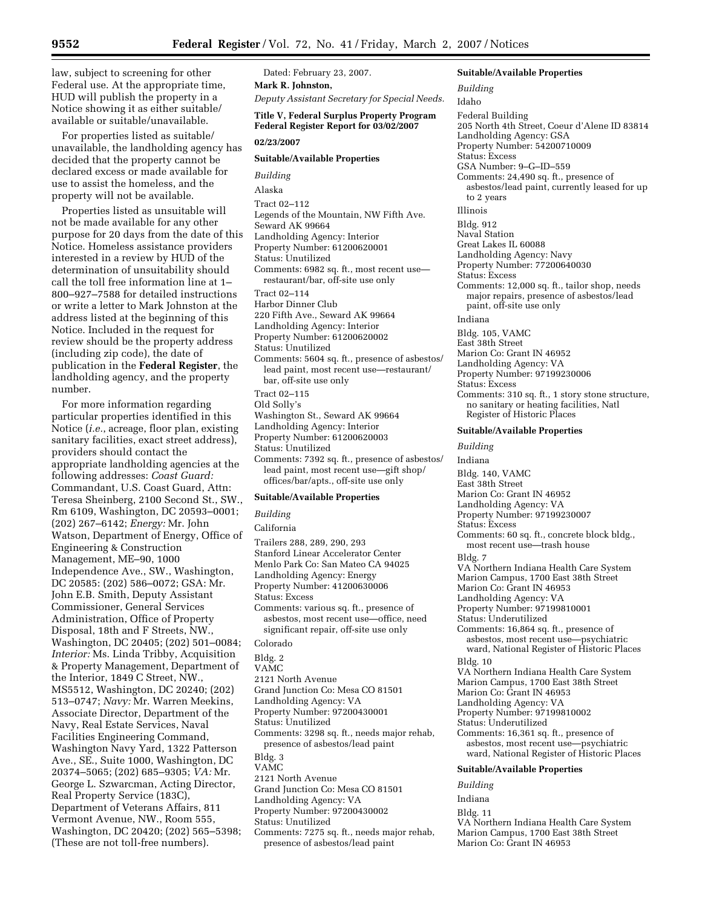law, subject to screening for other Federal use. At the appropriate time, HUD will publish the property in a Notice showing it as either suitable/available or suitable/unavailable.

For properties listed as suitable/unavailable, the landholding agency has decided that the property cannot be declared excess or made available for use to assist the homeless, and the property will not be available.

Properties listed as unsuitable will not be made available for any other purpose for 20 days from the date of this Notice. Homeless assistance providers interested in a review by HUD of the determination of unsuitability should call the toll free information line at 1–800–927–7588 for detailed instructions or write a letter to Mark Johnston at the address listed at the beginning of this Notice. Included in the request for review should be the property address (including zip code), the date of publication in the **Federal Register**, the landholding agency, and the property number.

For more information regarding particular properties identified in this Notice (*i.e.*, acreage, floor plan, existing sanitary facilities, exact street address), providers should contact the appropriate landholding agencies at the following addresses: *Coast Guard:* Commandant, U.S. Coast Guard, Attn: Teresa Sheinberg, 2100 Second St., SW., Rm 6109, Washington, DC 20593–0001; (202) 267–6142; *Energy:* Mr. John Watson, Department of Energy, Office of Engineering & Construction Management, ME–90, 1000 Independence Ave., SW., Washington, DC 20585: (202) 586–0072; GSA: Mr. John E.B. Smith, Deputy Assistant Commissioner, General Services Administration, Office of Property Disposal, 18th and F Streets, NW., Washington, DC 20405; (202) 501–0084; *Interior:* Ms. Linda Tribby, Acquisition & Property Management, Department of the Interior, 1849 C Street, NW., MS5512, Washington, DC 20240; (202) 513–0747; *Navy:* Mr. Warren Meekins, Associate Director, Department of the Navy, Real Estate Services, Naval Facilities Engineering Command, Washington Navy Yard, 1322 Patterson Ave., SE., Suite 1000, Washington, DC 20374–5065; (202) 685–9305; *VA:* Mr. George L. Szwarcman, Acting Director, Real Property Service (183C), Department of Veterans Affairs, 811 Vermont Avenue, NW., Room 555, Washington, DC 20420; (202) 565–5398; (These are not toll-free numbers).

Dated: February 23, 2007.

**Mark R. Johnston,**

*Deputy Assistant Secretary for Special Needs.*

**Title V, Federal Surplus Property Program Federal Register Report for 03/02/2007**

**02/23/2007**

**Suitable/Available Properties**

*Building*

Alaska

Tract 02–112
Legends of the Mountain, NW Fifth Ave.
Seward AK 99664
Landholding Agency: Interior
Property Number: 61200620001
Status: Unutilized
Comments: 6982 sq. ft., most recent use—restaurant/bar, off-site use only

Tract 02–114
Harbor Dinner Club
220 Fifth Ave., Seward AK 99664
Landholding Agency: Interior
Property Number: 61200620002
Status: Unutilized
Comments: 5604 sq. ft., presence of asbestos/lead paint, most recent use—restaurant/bar, off-site use only

Tract 02–115
Old Solly's
Washington St., Seward AK 99664
Landholding Agency: Interior
Property Number: 61200620003
Status: Unutilized
Comments: 7392 sq. ft., presence of asbestos/lead paint, most recent use—gift shop/offices/bar/apts., off-site use only

**Suitable/Available Properties**

*Building*

California

Trailers 288, 289, 290, 293
Stanford Linear Accelerator Center
Menlo Park Co: San Mateo CA 94025
Landholding Agency: Energy
Property Number: 41200630006
Status: Excess
Comments: various sq. ft., presence of asbestos, most recent use—office, need significant repair, off-site use only

Colorado

Bldg. 2
VAMC
2121 North Avenue
Grand Junction Co: Mesa CO 81501
Landholding Agency: VA
Property Number: 97200430001
Status: Unutilized
Comments: 3298 sq. ft., needs major rehab, presence of asbestos/lead paint

Bldg. 3
VAMC
2121 North Avenue
Grand Junction Co: Mesa CO 81501
Landholding Agency: VA
Property Number: 97200430002
Status: Unutilized
Comments: 7275 sq. ft., needs major rehab, presence of asbestos/lead paint

**Suitable/Available Properties**

*Building*

Idaho

Federal Building
205 North 4th Street, Coeur d'Alene ID 83814
Landholding Agency: GSA
Property Number: 54200710009
Status: Excess
GSA Number: 9–G–ID–559
Comments: 24,490 sq. ft., presence of asbestos/lead paint, currently leased for up to 2 years

Illinois

Bldg. 912
Naval Station
Great Lakes IL 60088
Landholding Agency: Navy
Property Number: 77200640030
Status: Excess
Comments: 12,000 sq. ft., tailor shop, needs major repairs, presence of asbestos/lead paint, off-site use only

Indiana

Bldg. 105, VAMC
East 38th Street
Marion Co: Grant IN 46952
Landholding Agency: VA
Property Number: 97199230006
Status: Excess
Comments: 310 sq. ft., 1 story stone structure, no sanitary or heating facilities, Natl Register of Historic Places

**Suitable/Available Properties**

*Building*

Indiana

Bldg. 140, VAMC
East 38th Street
Marion Co: Grant IN 46952
Landholding Agency: VA
Property Number: 97199230007
Status: Excess
Comments: 60 sq. ft., concrete block bldg., most recent use—trash house

Bldg. 7
VA Northern Indiana Health Care System
Marion Campus, 1700 East 38th Street
Marion Co: Grant IN 46953
Landholding Agency: VA
Property Number: 97199810001
Status: Underutilized
Comments: 16,864 sq. ft., presence of asbestos, most recent use—psychiatric ward, National Register of Historic Places

Bldg. 10
VA Northern Indiana Health Care System
Marion Campus, 1700 East 38th Street
Marion Co: Grant IN 46953
Landholding Agency: VA
Property Number: 97199810002
Status: Underutilized
Comments: 16,361 sq. ft., presence of asbestos, most recent use—psychiatric ward, National Register of Historic Places

**Suitable/Available Properties**

*Building*

Indiana

Bldg. 11
VA Northern Indiana Health Care System
Marion Campus, 1700 East 38th Street
Marion Co: Grant IN 46953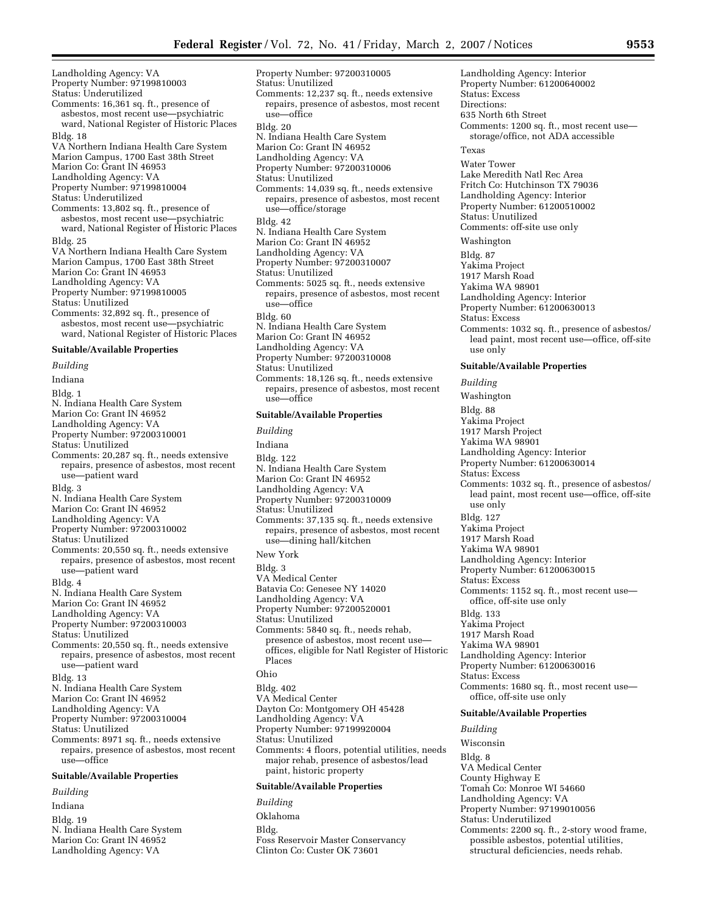Landholding Agency: VA
Property Number: 97199810003
Status: Underutilized
Comments: 16,361 sq. ft., presence of asbestos, most recent use—psychiatric ward, National Register of Historic Places

Bldg. 18
VA Northern Indiana Health Care System
Marion Campus, 1700 East 38th Street
Marion Co: Grant IN 46953
Landholding Agency: VA
Property Number: 97199810004
Status: Underutilized
Comments: 13,802 sq. ft., presence of asbestos, most recent use—psychiatric ward, National Register of Historic Places

Bldg. 25
VA Northern Indiana Health Care System
Marion Campus, 1700 East 38th Street
Marion Co: Grant IN 46953
Landholding Agency: VA
Property Number: 97199810005
Status: Unutilized
Comments: 32,892 sq. ft., presence of asbestos, most recent use—psychiatric ward, National Register of Historic Places

**Suitable/Available Properties**

*Building*

Indiana

Bldg. 1
N. Indiana Health Care System
Marion Co: Grant IN 46952
Landholding Agency: VA
Property Number: 97200310001
Status: Unutilized
Comments: 20,287 sq. ft., needs extensive repairs, presence of asbestos, most recent use—patient ward

Bldg. 3
N. Indiana Health Care System
Marion Co: Grant IN 46952
Landholding Agency: VA
Property Number: 97200310002
Status: Unutilized
Comments: 20,550 sq. ft., needs extensive repairs, presence of asbestos, most recent use—patient ward

Bldg. 4
N. Indiana Health Care System
Marion Co: Grant IN 46952
Landholding Agency: VA
Property Number: 97200310003
Status: Unutilized
Comments: 20,550 sq. ft., needs extensive repairs, presence of asbestos, most recent use—patient ward

Bldg. 13
N. Indiana Health Care System
Marion Co: Grant IN 46952
Landholding Agency: VA
Property Number: 97200310004
Status: Unutilized
Comments: 8971 sq. ft., needs extensive repairs, presence of asbestos, most recent use—office

**Suitable/Available Properties**

*Building*

Indiana

Bldg. 19
N. Indiana Health Care System
Marion Co: Grant IN 46952
Landholding Agency: VA
Property Number: 97200310005
Status: Unutilized
Comments: 12,237 sq. ft., needs extensive repairs, presence of asbestos, most recent use—office

Bldg. 20
N. Indiana Health Care System
Marion Co: Grant IN 46952
Landholding Agency: VA
Property Number: 97200310006
Status: Unutilized
Comments: 14,039 sq. ft., needs extensive repairs, presence of asbestos, most recent use—office/storage

Bldg. 42
N. Indiana Health Care System
Marion Co: Grant IN 46952
Landholding Agency: VA
Property Number: 97200310007
Status: Unutilized
Comments: 5025 sq. ft., needs extensive repairs, presence of asbestos, most recent use—office

Bldg. 60
N. Indiana Health Care System
Marion Co: Grant IN 46952
Landholding Agency: VA
Property Number: 97200310008
Status: Unutilized
Comments: 18,126 sq. ft., needs extensive repairs, presence of asbestos, most recent use—office

**Suitable/Available Properties**

*Building*

Indiana

Bldg. 122
N. Indiana Health Care System
Marion Co: Grant IN 46952
Landholding Agency: VA
Property Number: 97200310009
Status: Unutilized
Comments: 37,135 sq. ft., needs extensive repairs, presence of asbestos, most recent use—dining hall/kitchen

New York

Bldg. 3
VA Medical Center
Batavia Co: Genesee NY 14020
Landholding Agency: VA
Property Number: 97200520001
Status: Unutilized
Comments: 5840 sq. ft., needs rehab, presence of asbestos, most recent use—offices, eligible for Natl Register of Historic Places

Ohio

Bldg. 402
VA Medical Center
Dayton Co: Montgomery OH 45428
Landholding Agency: VA
Property Number: 97199920004
Status: Unutilized
Comments: 4 floors, potential utilities, needs major rehab, presence of asbestos/lead paint, historic property

**Suitable/Available Properties**

*Building*

Oklahoma

Bldg.
Foss Reservoir Master Conservancy
Clinton Co: Custer OK 73601
Landholding Agency: Interior
Property Number: 61200640002
Status: Excess
Directions:
635 North 6th Street
Comments: 1200 sq. ft., most recent use—storage/office, not ADA accessible

Texas

Water Tower
Lake Meredith Natl Rec Area
Fritch Co: Hutchinson TX 79036
Landholding Agency: Interior
Property Number: 61200510002
Status: Unutilized
Comments: off-site use only

Washington

Bldg. 87
Yakima Project
1917 Marsh Road
Yakima WA 98901
Landholding Agency: Interior
Property Number: 61200630013
Status: Excess
Comments: 1032 sq. ft., presence of asbestos/lead paint, most recent use—office, off-site use only

**Suitable/Available Properties**

*Building*

Washington

Bldg. 88
Yakima Project
1917 Marsh Project
Yakima WA 98901
Landholding Agency: Interior
Property Number: 61200630014
Status: Excess
Comments: 1032 sq. ft., presence of asbestos/lead paint, most recent use—office, off-site use only

Bldg. 127
Yakima Project
1917 Marsh Road
Yakima WA 98901
Landholding Agency: Interior
Property Number: 61200630015
Status: Excess
Comments: 1152 sq. ft., most recent use—office, off-site use only

Bldg. 133
Yakima Project
1917 Marsh Road
Yakima WA 98901
Landholding Agency: Interior
Property Number: 61200630016
Status: Excess
Comments: 1680 sq. ft., most recent use—office, off-site use only

**Suitable/Available Properties**

*Building*

Wisconsin

Bldg. 8
VA Medical Center
County Highway E
Tomah Co: Monroe WI 54660
Landholding Agency: VA
Property Number: 97199010056
Status: Underutilized
Comments: 2200 sq. ft., 2-story wood frame, possible asbestos, potential utilities, structural deficiencies, needs rehab.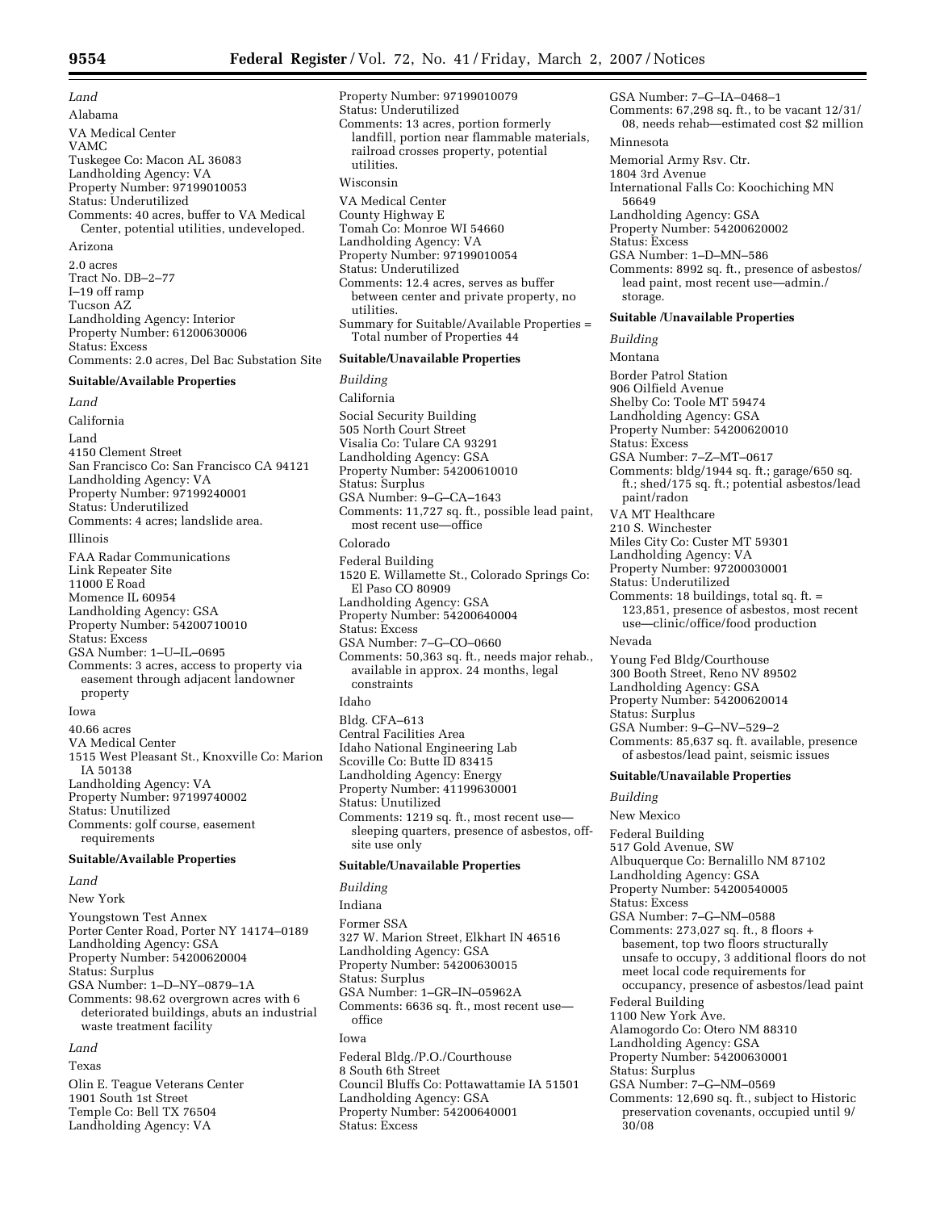*Land*

Alabama

VA Medical Center
VAMC
Tuskegee Co: Macon AL 36083
Landholding Agency: VA
Property Number: 97199010053
Status: Underutilized
Comments: 40 acres, buffer to VA Medical Center, potential utilities, undeveloped.

Arizona

2.0 acres
Tract No. DB–2–77
I–19 off ramp
Tucson AZ
Landholding Agency: Interior
Property Number: 61200630006
Status: Excess
Comments: 2.0 acres, Del Bac Substation Site

**Suitable/Available Properties**

*Land*

California

Land
4150 Clement Street
San Francisco Co: San Francisco CA 94121
Landholding Agency: VA
Property Number: 97199240001
Status: Underutilized
Comments: 4 acres; landslide area.

Illinois

FAA Radar Communications
Link Repeater Site
11000 E Road
Momence IL 60954
Landholding Agency: GSA
Property Number: 54200710010
Status: Excess
GSA Number: 1–U–IL–0695
Comments: 3 acres, access to property via easement through adjacent landowner property

Iowa

40.66 acres
VA Medical Center
1515 West Pleasant St., Knoxville Co: Marion IA 50138
Landholding Agency: VA
Property Number: 97199740002
Status: Unutilized
Comments: golf course, easement requirements

**Suitable/Available Properties**

*Land*

New York

Youngstown Test Annex
Porter Center Road, Porter NY 14174–0189
Landholding Agency: GSA
Property Number: 54200620004
Status: Surplus
GSA Number: 1–D–NY–0879–1A
Comments: 98.62 overgrown acres with 6 deteriorated buildings, abuts an industrial waste treatment facility

*Land*

Texas

Olin E. Teague Veterans Center
1901 South 1st Street
Temple Co: Bell TX 76504
Landholding Agency: VA
Property Number: 97199010079
Status: Underutilized
Comments: 13 acres, portion formerly landfill, portion near flammable materials, railroad crosses property, potential utilities.

Wisconsin

VA Medical Center
County Highway E
Tomah Co: Monroe WI 54660
Landholding Agency: VA
Property Number: 97199010054
Status: Underutilized
Comments: 12.4 acres, serves as buffer between center and private property, no utilities.

Summary for Suitable/Available Properties = Total number of Properties 44

**Suitable/Unavailable Properties**

*Building*

California

Social Security Building
505 North Court Street
Visalia Co: Tulare CA 93291
Landholding Agency: GSA
Property Number: 54200610010
Status: Surplus
GSA Number: 9–G–CA–1643
Comments: 11,727 sq. ft., possible lead paint, most recent use—office

Colorado

Federal Building
1520 E. Willamette St., Colorado Springs Co: El Paso CO 80909
Landholding Agency: GSA
Property Number: 54200640004
Status: Excess
GSA Number: 7–G–CO–0660
Comments: 50,363 sq. ft., needs major rehab., available in approx. 24 months, legal constraints

Idaho

Bldg. CFA–613
Central Facilities Area
Idaho National Engineering Lab
Scoville Co: Butte ID 83415
Landholding Agency: Energy
Property Number: 41199630001
Status: Unutilized
Comments: 1219 sq. ft., most recent use—sleeping quarters, presence of asbestos, off-site use only

**Suitable/Unavailable Properties**

*Building*

Indiana

Former SSA
327 W. Marion Street, Elkhart IN 46516
Landholding Agency: GSA
Property Number: 54200630015
Status: Surplus
GSA Number: 1–GR–IN–05962A
Comments: 6636 sq. ft., most recent use—office

Iowa

Federal Bldg./P.O./Courthouse
8 South 6th Street
Council Bluffs Co: Pottawattamie IA 51501
Landholding Agency: GSA
Property Number: 54200640001
Status: Excess
GSA Number: 7–G–IA–0468–1
Comments: 67,298 sq. ft., to be vacant 12/31/08, needs rehab—estimated cost $2 million

Minnesota

Memorial Army Rsv. Ctr.
1804 3rd Avenue
International Falls Co: Koochiching MN 56649
Landholding Agency: GSA
Property Number: 54200620002
Status: Excess
GSA Number: 1–D–MN–586
Comments: 8992 sq. ft., presence of asbestos/lead paint, most recent use—admin./storage.

**Suitable /Unavailable Properties**

*Building*

Montana

Border Patrol Station
906 Oilfield Avenue
Shelby Co: Toole MT 59474
Landholding Agency: GSA
Property Number: 54200620010
Status: Excess
GSA Number: 7–Z–MT–0617
Comments: bldg/1944 sq. ft.; garage/650 sq. ft.; shed/175 sq. ft.; potential asbestos/lead paint/radon

VA MT Healthcare
210 S. Winchester
Miles City Co: Custer MT 59301
Landholding Agency: VA
Property Number: 97200030001
Status: Underutilized
Comments: 18 buildings, total sq. ft. = 123,851, presence of asbestos, most recent use—clinic/office/food production

Nevada

Young Fed Bldg/Courthouse
300 Booth Street, Reno NV 89502
Landholding Agency: GSA
Property Number: 54200620014
Status: Surplus
GSA Number: 9–G–NV–529–2
Comments: 85,637 sq. ft. available, presence of asbestos/lead paint, seismic issues

**Suitable/Unavailable Properties**

*Building*

New Mexico

Federal Building
517 Gold Avenue, SW
Albuquerque Co: Bernalillo NM 87102
Landholding Agency: GSA
Property Number: 54200540005
Status: Excess
GSA Number: 7–G–NM–0588
Comments: 273,027 sq. ft., 8 floors + basement, top two floors structurally unsafe to occupy, 3 additional floors do not meet local code requirements for occupancy, presence of asbestos/lead paint

Federal Building
1100 New York Ave.
Alamogordo Co: Otero NM 88310
Landholding Agency: GSA
Property Number: 54200630001
Status: Surplus
GSA Number: 7–G–NM–0569
Comments: 12,690 sq. ft., subject to Historic preservation covenants, occupied until 9/30/08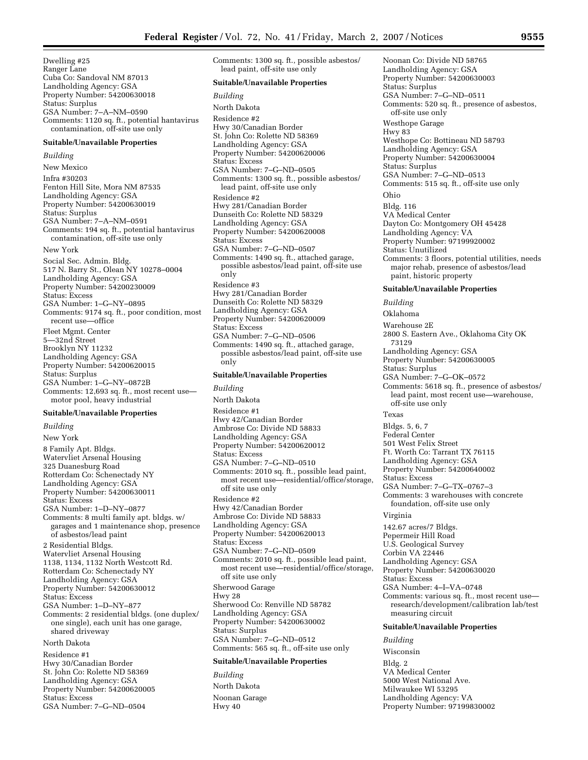Dwelling #25
Ranger Lane
Cuba Co: Sandoval NM 87013
Landholding Agency: GSA
Property Number: 54200630018
Status: Surplus
GSA Number: 7–A–NM–0590
Comments: 1120 sq. ft., potential hantavirus contamination, off-site use only

**Suitable/Unavailable Properties**

*Building*

New Mexico

Infra #30203
Fenton Hill Site, Mora NM 87535
Landholding Agency: GSA
Property Number: 54200630019
Status: Surplus
GSA Number: 7–A–NM–0591
Comments: 194 sq. ft., potential hantavirus contamination, off-site use only

New York

Social Sec. Admin. Bldg.
517 N. Barry St., Olean NY 10278–0004
Landholding Agency: GSA
Property Number: 54200230009
Status: Excess
GSA Number: 1–G–NY–0895
Comments: 9174 sq. ft., poor condition, most recent use—office

Fleet Mgmt. Center
5—32nd Street
Brooklyn NY 11232
Landholding Agency: GSA
Property Number: 54200620015
Status: Surplus
GSA Number: 1–G–NY–0872B
Comments: 12,693 sq. ft., most recent use—motor pool, heavy industrial

**Suitable/Unavailable Properties**

*Building*

New York

8 Family Apt. Bldgs.
Watervliet Arsenal Housing
325 Duanesburg Road
Rotterdam Co: Schenectady NY
Landholding Agency: GSA
Property Number: 54200630011
Status: Excess
GSA Number: 1–D–NY–0877
Comments: 8 multi family apt. bldgs. w/ garages and 1 maintenance shop, presence of asbestos/lead paint

2 Residential Bldgs.
Watervliet Arsenal Housing
1138, 1134, 1132 North Westcott Rd.
Rotterdam Co: Schenectady NY
Landholding Agency: GSA
Property Number: 54200630012
Status: Excess
GSA Number: 1–D–NY–877
Comments: 2 residential bldgs. (one duplex/ one single), each unit has one garage, shared driveway

North Dakota

Residence #1
Hwy 30/Canadian Border
St. John Co: Rolette ND 58369
Landholding Agency: GSA
Property Number: 54200620005
Status: Excess
GSA Number: 7–G–ND–0504
Comments: 1300 sq. ft., possible asbestos/ lead paint, off-site use only

**Suitable/Unavailable Properties**

*Building*

North Dakota

Residence #2
Hwy 30/Canadian Border
St. John Co: Rolette ND 58369
Landholding Agency: GSA
Property Number: 54200620006
Status: Excess
GSA Number: 7–G–ND–0505
Comments: 1300 sq. ft., possible asbestos/ lead paint, off-site use only

Residence #2
Hwy 281/Canadian Border
Dunseith Co: Rolette ND 58329
Landholding Agency: GSA
Property Number: 54200620008
Status: Excess
GSA Number: 7–G–ND–0507
Comments: 1490 sq. ft., attached garage, possible asbestos/lead paint, off-site use only

Residence #3
Hwy 281/Canadian Border
Dunseith Co: Rolette ND 58329
Landholding Agency: GSA
Property Number: 54200620009
Status: Excess
GSA Number: 7–G–ND–0506
Comments: 1490 sq. ft., attached garage, possible asbestos/lead paint, off-site use only

**Suitable/Unavailable Properties**

*Building*

North Dakota

Residence #1
Hwy 42/Canadian Border
Ambrose Co: Divide ND 58833
Landholding Agency: GSA
Property Number: 54200620012
Status: Excess
GSA Number: 7–G–ND–0510
Comments: 2010 sq. ft., possible lead paint, most recent use—residential/office/storage, off site use only

Residence #2
Hwy 42/Canadian Border
Ambrose Co: Divide ND 58833
Landholding Agency: GSA
Property Number: 54200620013
Status: Excess
GSA Number: 7–G–ND–0509
Comments: 2010 sq. ft., possible lead paint, most recent use—residential/office/storage, off site use only

Sherwood Garage
Hwy 28
Sherwood Co: Renville ND 58782
Landholding Agency: GSA
Property Number: 54200630002
Status: Surplus
GSA Number: 7–G–ND–0512
Comments: 565 sq. ft., off-site use only

**Suitable/Unavailable Properties**

*Building*

North Dakota

Noonan Garage
Hwy 40
Noonan Co: Divide ND 58765
Landholding Agency: GSA
Property Number: 54200630003
Status: Surplus
GSA Number: 7–G–ND–0511
Comments: 520 sq. ft., presence of asbestos, off-site use only

Westhope Garage
Hwy 83
Westhope Co: Bottineau ND 58793
Landholding Agency: GSA
Property Number: 54200630004
Status: Surplus
GSA Number: 7–G–ND–0513
Comments: 515 sq. ft., off-site use only

Ohio

Bldg. 116
VA Medical Center
Dayton Co: Montgomery OH 45428
Landholding Agency: VA
Property Number: 97199920002
Status: Unutilized
Comments: 3 floors, potential utilities, needs major rehab, presence of asbestos/lead paint, historic property

**Suitable/Unavailable Properties**

*Building*

Oklahoma

Warehouse 2E
2800 S. Eastern Ave., Oklahoma City OK 73129
Landholding Agency: GSA
Property Number: 54200630005
Status: Surplus
GSA Number: 7–G–OK–0572
Comments: 5618 sq. ft., presence of asbestos/ lead paint, most recent use—warehouse, off-site use only

Texas

Bldgs. 5, 6, 7
Federal Center
501 West Felix Street
Ft. Worth Co: Tarrant TX 76115
Landholding Agency: GSA
Property Number: 54200640002
Status: Excess
GSA Number: 7–G–TX–0767–3
Comments: 3 warehouses with concrete foundation, off-site use only

Virginia

142.67 acres/7 Bldgs.
Pepermeir Hill Road
U.S. Geological Survey
Corbin VA 22446
Landholding Agency: GSA
Property Number: 54200630020
Status: Excess
GSA Number: 4–I–VA–0748
Comments: various sq. ft., most recent use—research/development/calibration lab/test measuring circuit

**Suitable/Unavailable Properties**

*Building*

Wisconsin

Bldg. 2
VA Medical Center
5000 West National Ave.
Milwaukee WI 53295
Landholding Agency: VA
Property Number: 97199830002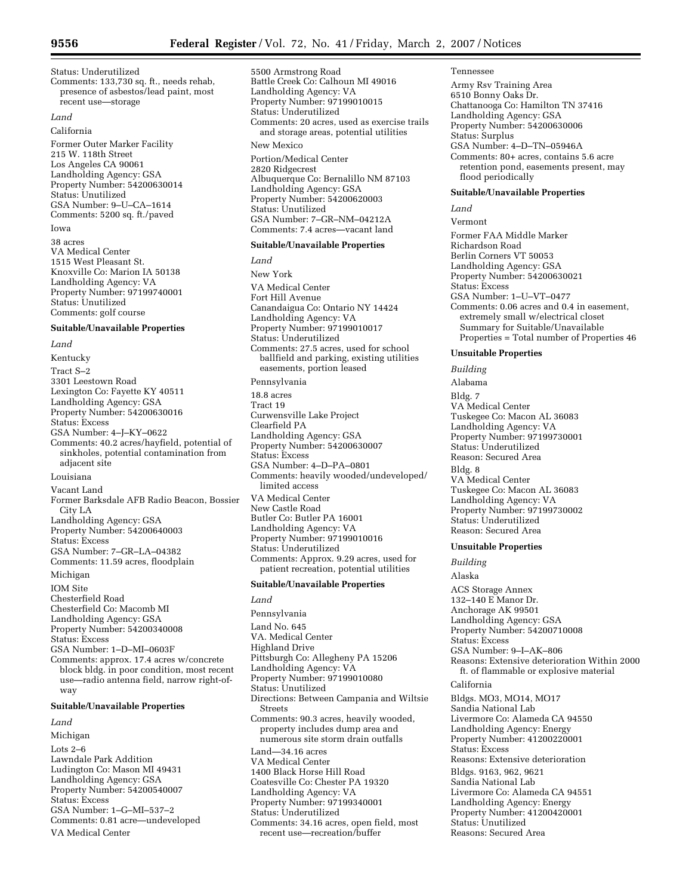Status: Underutilized
Comments: 133,730 sq. ft., needs rehab, presence of asbestos/lead paint, most recent use—storage

*Land*

California

Former Outer Marker Facility
215 W. 118th Street
Los Angeles CA 90061
Landholding Agency: GSA
Property Number: 54200630014
Status: Unutilized
GSA Number: 9–U–CA–1614
Comments: 5200 sq. ft./paved

Iowa

38 acres
VA Medical Center
1515 West Pleasant St.
Knoxville Co: Marion IA 50138
Landholding Agency: VA
Property Number: 97199740001
Status: Unutilized
Comments: golf course

**Suitable/Unavailable Properties**

*Land*

Kentucky

Tract S–2
3301 Leestown Road
Lexington Co: Fayette KY 40511
Landholding Agency: GSA
Property Number: 54200630016
Status: Excess
GSA Number: 4–J–KY–0622
Comments: 40.2 acres/hayfield, potential of sinkholes, potential contamination from adjacent site

Louisiana

Vacant Land
Former Barksdale AFB Radio Beacon, Bossier City LA
Landholding Agency: GSA
Property Number: 54200640003
Status: Excess
GSA Number: 7–GR–LA–04382
Comments: 11.59 acres, floodplain

Michigan

IOM Site
Chesterfield Road
Chesterfield Co: Macomb MI
Landholding Agency: GSA
Property Number: 54200340008
Status: Excess
GSA Number: 1–D–MI–0603F
Comments: approx. 17.4 acres w/concrete block bldg. in poor condition, most recent use—radio antenna field, narrow right-of-way

**Suitable/Unavailable Properties**

*Land*

Michigan

Lots 2–6
Lawndale Park Addition
Ludington Co: Mason MI 49431
Landholding Agency: GSA
Property Number: 54200540007
Status: Excess
GSA Number: 1–G–MI–537–2
Comments: 0.81 acre—undeveloped

VA Medical Center
5500 Armstrong Road
Battle Creek Co: Calhoun MI 49016
Landholding Agency: VA
Property Number: 97199010015
Status: Underutilized
Comments: 20 acres, used as exercise trails and storage areas, potential utilities

New Mexico

Portion/Medical Center
2820 Ridgecrest
Albuquerque Co: Bernalillo NM 87103
Landholding Agency: GSA
Property Number: 54200620003
Status: Unutilized
GSA Number: 7–GR–NM–04212A
Comments: 7.4 acres—vacant land

**Suitable/Unavailable Properties**

*Land*

New York

VA Medical Center
Fort Hill Avenue
Canandaigua Co: Ontario NY 14424
Landholding Agency: VA
Property Number: 97199010017
Status: Underutilized
Comments: 27.5 acres, used for school ballfield and parking, existing utilities easements, portion leased

Pennsylvania

18.8 acres
Tract 19
Curwensville Lake Project
Clearfield PA
Landholding Agency: GSA
Property Number: 54200630007
Status: Excess
GSA Number: 4–D–PA–0801
Comments: heavily wooded/undeveloped/limited access

VA Medical Center
New Castle Road
Butler Co: Butler PA 16001
Landholding Agency: VA
Property Number: 97199010016
Status: Underutilized
Comments: Approx. 9.29 acres, used for patient recreation, potential utilities

**Suitable/Unavailable Properties**

*Land*

Pennsylvania

Land No. 645
VA. Medical Center
Highland Drive
Pittsburgh Co: Allegheny PA 15206
Landholding Agency: VA
Property Number: 97199010080
Status: Unutilized
Directions: Between Campania and Wiltsie Streets
Comments: 90.3 acres, heavily wooded, property includes dump area and numerous site storm drain outfalls

Land—34.16 acres
VA Medical Center
1400 Black Horse Hill Road
Coatesville Co: Chester PA 19320
Landholding Agency: VA
Property Number: 97199340001
Status: Underutilized
Comments: 34.16 acres, open field, most recent use—recreation/buffer

Tennessee

Army Rsv Training Area
6510 Bonny Oaks Dr.
Chattanooga Co: Hamilton TN 37416
Landholding Agency: GSA
Property Number: 54200630006
Status: Surplus
GSA Number: 4–D–TN–05946A
Comments: 80+ acres, contains 5.6 acre retention pond, easements present, may flood periodically

**Suitable/Unavailable Properties**

*Land*

Vermont

Former FAA Middle Marker
Richardson Road
Berlin Corners VT 50053
Landholding Agency: GSA
Property Number: 54200630021
Status: Excess
GSA Number: 1–U–VT–0477
Comments: 0.06 acres and 0.4 in easement, extremely small w/electrical closet
Summary for Suitable/Unavailable Properties = Total number of Properties 46

**Unsuitable Properties**

*Building*

Alabama

Bldg. 7
VA Medical Center
Tuskegee Co: Macon AL 36083
Landholding Agency: VA
Property Number: 97199730001
Status: Underutilized
Reason: Secured Area

Bldg. 8
VA Medical Center
Tuskegee Co: Macon AL 36083
Landholding Agency: VA
Property Number: 97199730002
Status: Underutilized
Reason: Secured Area

**Unsuitable Properties**

*Building*

Alaska

ACS Storage Annex
132–140 E Manor Dr.
Anchorage AK 99501
Landholding Agency: GSA
Property Number: 54200710008
Status: Excess
GSA Number: 9–I–AK–806
Reasons: Extensive deterioration Within 2000 ft. of flammable or explosive material

California

Bldgs. MO3, MO14, MO17
Sandia National Lab
Livermore Co: Alameda CA 94550
Landholding Agency: Energy
Property Number: 41200220001
Status: Excess
Reasons: Extensive deterioration

Bldgs. 9163, 962, 9621
Sandia National Lab
Livermore Co: Alameda CA 94551
Landholding Agency: Energy
Property Number: 41200420001
Status: Unutilized
Reasons: Secured Area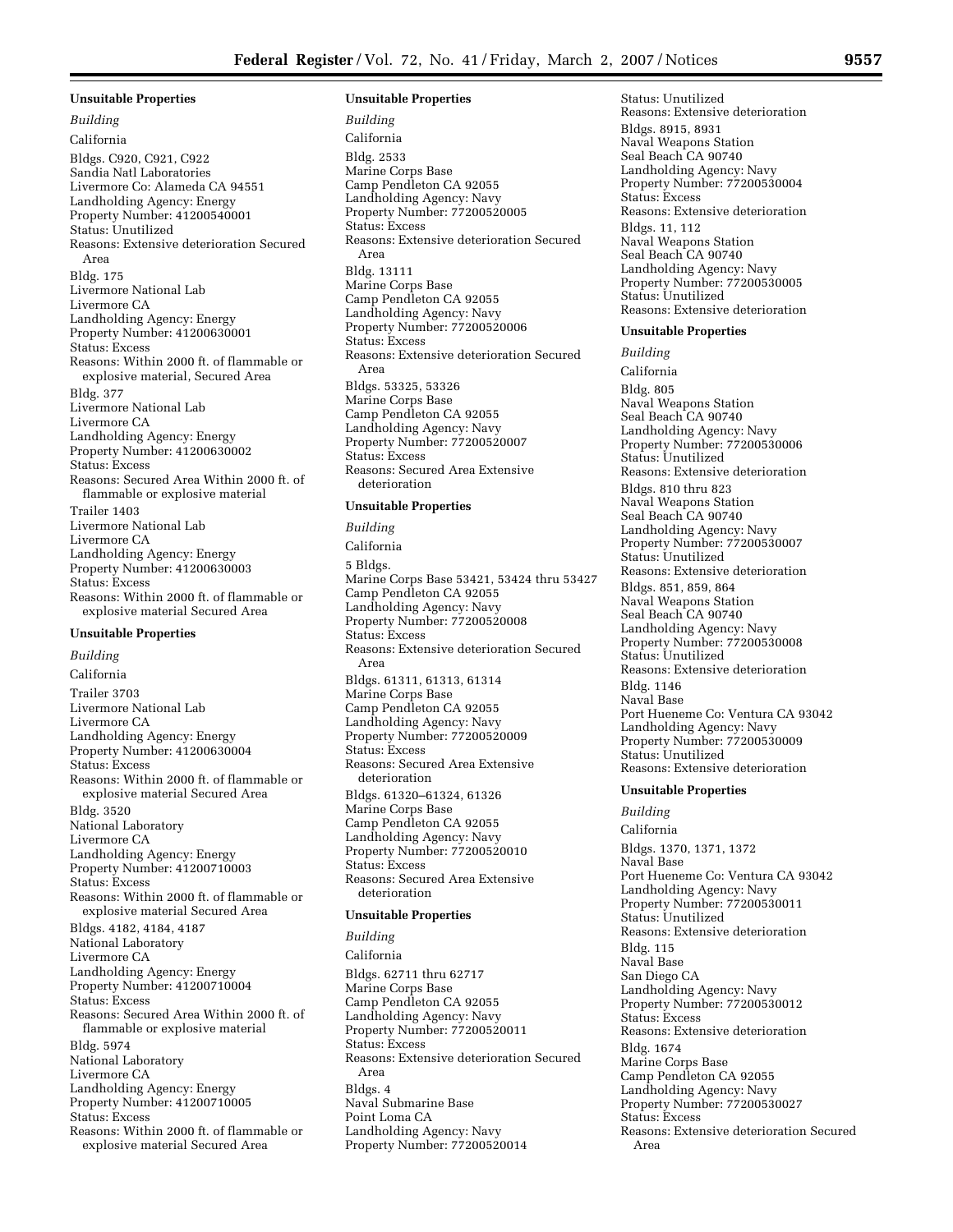**Unsuitable Properties**

*Building*

California

Bldgs. C920, C921, C922
Sandia Natl Laboratories
Livermore Co: Alameda CA 94551
Landholding Agency: Energy
Property Number: 41200540001
Status: Unutilized
Reasons: Extensive deterioration Secured Area

Bldg. 175
Livermore National Lab
Livermore CA
Landholding Agency: Energy
Property Number: 41200630001
Status: Excess
Reasons: Within 2000 ft. of flammable or explosive material, Secured Area

Bldg. 377
Livermore National Lab
Livermore CA
Landholding Agency: Energy
Property Number: 41200630002
Status: Excess
Reasons: Secured Area Within 2000 ft. of flammable or explosive material

Trailer 1403
Livermore National Lab
Livermore CA
Landholding Agency: Energy
Property Number: 41200630003
Status: Excess
Reasons: Within 2000 ft. of flammable or explosive material Secured Area

**Unsuitable Properties**

*Building*

California

Trailer 3703
Livermore National Lab
Livermore CA
Landholding Agency: Energy
Property Number: 41200630004
Status: Excess
Reasons: Within 2000 ft. of flammable or explosive material Secured Area

Bldg. 3520
National Laboratory
Livermore CA
Landholding Agency: Energy
Property Number: 41200710003
Status: Excess
Reasons: Within 2000 ft. of flammable or explosive material Secured Area

Bldgs. 4182, 4184, 4187
National Laboratory
Livermore CA
Landholding Agency: Energy
Property Number: 41200710004
Status: Excess
Reasons: Secured Area Within 2000 ft. of flammable or explosive material

Bldg. 5974
National Laboratory
Livermore CA
Landholding Agency: Energy
Property Number: 41200710005
Status: Excess
Reasons: Within 2000 ft. of flammable or explosive material Secured Area

**Unsuitable Properties**

*Building*

California

Bldg. 2533
Marine Corps Base
Camp Pendleton CA 92055
Landholding Agency: Navy
Property Number: 77200520005
Status: Excess
Reasons: Extensive deterioration Secured Area

Bldg. 13111
Marine Corps Base
Camp Pendleton CA 92055
Landholding Agency: Navy
Property Number: 77200520006
Status: Excess
Reasons: Extensive deterioration Secured Area

Bldgs. 53325, 53326
Marine Corps Base
Camp Pendleton CA 92055
Landholding Agency: Navy
Property Number: 77200520007
Status: Excess
Reasons: Secured Area Extensive deterioration

**Unsuitable Properties**

*Building*

California

5 Bldgs.
Marine Corps Base 53421, 53424 thru 53427
Camp Pendleton CA 92055
Landholding Agency: Navy
Property Number: 77200520008
Status: Excess
Reasons: Extensive deterioration Secured Area

Bldgs. 61311, 61313, 61314
Marine Corps Base
Camp Pendleton CA 92055
Landholding Agency: Navy
Property Number: 77200520009
Status: Excess
Reasons: Secured Area Extensive deterioration

Bldgs. 61320–61324, 61326
Marine Corps Base
Camp Pendleton CA 92055
Landholding Agency: Navy
Property Number: 77200520010
Status: Excess
Reasons: Secured Area Extensive deterioration

**Unsuitable Properties**

*Building*

California

Bldgs. 62711 thru 62717
Marine Corps Base
Camp Pendleton CA 92055
Landholding Agency: Navy
Property Number: 77200520011
Status: Excess
Reasons: Extensive deterioration Secured Area

Bldgs. 4
Naval Submarine Base
Point Loma CA
Landholding Agency: Navy
Property Number: 77200520014
Status: Unutilized
Reasons: Extensive deterioration

Bldgs. 8915, 8931
Naval Weapons Station
Seal Beach CA 90740
Landholding Agency: Navy
Property Number: 77200530004
Status: Excess
Reasons: Extensive deterioration

Bldgs. 11, 112
Naval Weapons Station
Seal Beach CA 90740
Landholding Agency: Navy
Property Number: 77200530005
Status: Unutilized
Reasons: Extensive deterioration

**Unsuitable Properties**

*Building*

California

Bldg. 805
Naval Weapons Station
Seal Beach CA 90740
Landholding Agency: Navy
Property Number: 77200530006
Status: Unutilized
Reasons: Extensive deterioration

Bldgs. 810 thru 823
Naval Weapons Station
Seal Beach CA 90740
Landholding Agency: Navy
Property Number: 77200530007
Status: Unutilized
Reasons: Extensive deterioration

Bldgs. 851, 859, 864
Naval Weapons Station
Seal Beach CA 90740
Landholding Agency: Navy
Property Number: 77200530008
Status: Unutilized
Reasons: Extensive deterioration

Bldg. 1146
Naval Base
Port Hueneme Co: Ventura CA 93042
Landholding Agency: Navy
Property Number: 77200530009
Status: Unutilized
Reasons: Extensive deterioration

**Unsuitable Properties**

*Building*

California

Bldgs. 1370, 1371, 1372
Naval Base
Port Hueneme Co: Ventura CA 93042
Landholding Agency: Navy
Property Number: 77200530011
Status: Unutilized
Reasons: Extensive deterioration

Bldg. 115
Naval Base
San Diego CA
Landholding Agency: Navy
Property Number: 77200530012
Status: Excess
Reasons: Extensive deterioration

Bldg. 1674
Marine Corps Base
Camp Pendleton CA 92055
Landholding Agency: Navy
Property Number: 77200530027
Status: Excess
Reasons: Extensive deterioration Secured Area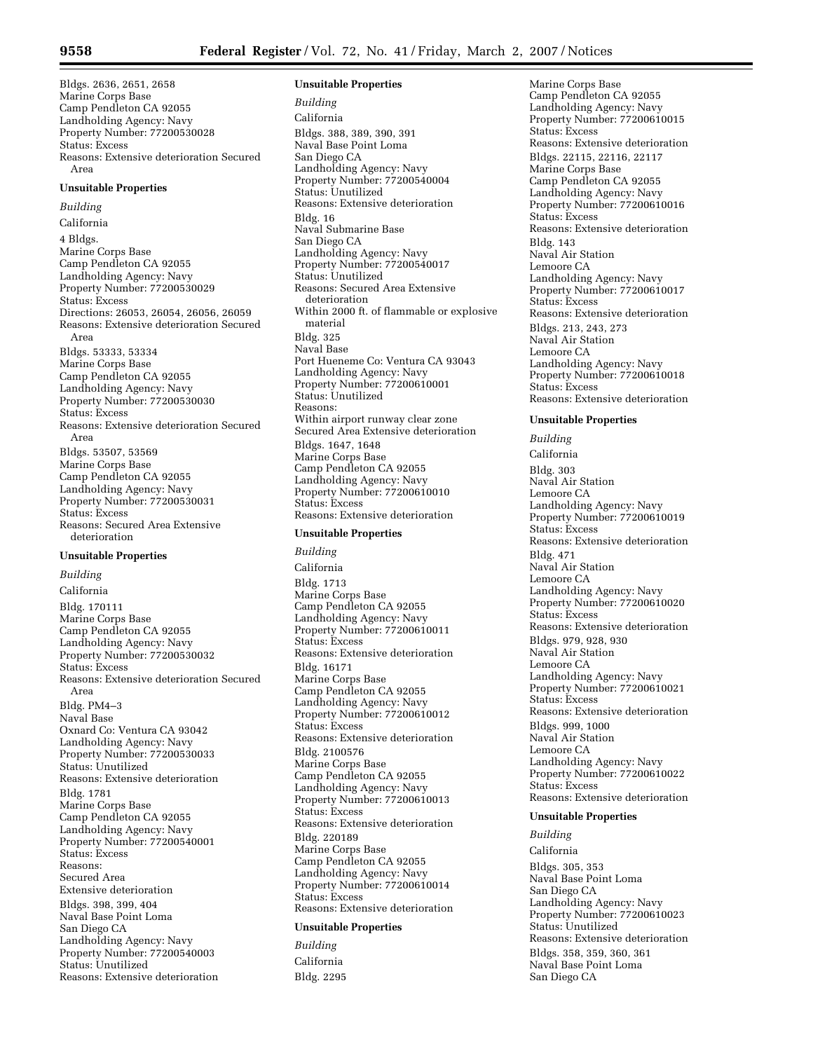Bldgs. 2636, 2651, 2658
Marine Corps Base
Camp Pendleton CA 92055
Landholding Agency: Navy
Property Number: 77200530028
Status: Excess
Reasons: Extensive deterioration Secured Area

**Unsuitable Properties**

*Building*

California

4 Bldgs.
Marine Corps Base
Camp Pendleton CA 92055
Landholding Agency: Navy
Property Number: 77200530029
Status: Excess
Directions: 26053, 26054, 26056, 26059
Reasons: Extensive deterioration Secured Area

Bldgs. 53333, 53334
Marine Corps Base
Camp Pendleton CA 92055
Landholding Agency: Navy
Property Number: 77200530030
Status: Excess
Reasons: Extensive deterioration Secured Area

Bldgs. 53507, 53569
Marine Corps Base
Camp Pendleton CA 92055
Landholding Agency: Navy
Property Number: 77200530031
Status: Excess
Reasons: Secured Area Extensive deterioration

**Unsuitable Properties**

*Building*

California

Bldg. 170111
Marine Corps Base
Camp Pendleton CA 92055
Landholding Agency: Navy
Property Number: 77200530032
Status: Excess
Reasons: Extensive deterioration Secured Area

Bldg. PM4–3
Naval Base
Oxnard Co: Ventura CA 93042
Landholding Agency: Navy
Property Number: 77200530033
Status: Unutilized
Reasons: Extensive deterioration

Bldg. 1781
Marine Corps Base
Camp Pendleton CA 92055
Landholding Agency: Navy
Property Number: 77200540001
Status: Excess
Reasons:
Secured Area
Extensive deterioration

Bldgs. 398, 399, 404
Naval Base Point Loma
San Diego CA
Landholding Agency: Navy
Property Number: 77200540003
Status: Unutilized
Reasons: Extensive deterioration

**Unsuitable Properties**

*Building*

California

Bldgs. 388, 389, 390, 391
Naval Base Point Loma
San Diego CA
Landholding Agency: Navy
Property Number: 77200540004
Status: Unutilized
Reasons: Extensive deterioration

Bldg. 16
Naval Submarine Base
San Diego CA
Landholding Agency: Navy
Property Number: 77200540017
Status: Unutilized
Reasons: Secured Area Extensive deterioration
Within 2000 ft. of flammable or explosive material

Bldg. 325
Naval Base
Port Hueneme Co: Ventura CA 93043
Landholding Agency: Navy
Property Number: 77200610001
Status: Unutilized
Reasons:
Within airport runway clear zone
Secured Area Extensive deterioration

Bldgs. 1647, 1648
Marine Corps Base
Camp Pendleton CA 92055
Landholding Agency: Navy
Property Number: 77200610010
Status: Excess
Reasons: Extensive deterioration

**Unsuitable Properties**

*Building*

California

Bldg. 1713
Marine Corps Base
Camp Pendleton CA 92055
Landholding Agency: Navy
Property Number: 77200610011
Status: Excess
Reasons: Extensive deterioration

Bldg. 16171
Marine Corps Base
Camp Pendleton CA 92055
Landholding Agency: Navy
Property Number: 77200610012
Status: Excess
Reasons: Extensive deterioration

Bldg. 2100576
Marine Corps Base
Camp Pendleton CA 92055
Landholding Agency: Navy
Property Number: 77200610013
Status: Excess
Reasons: Extensive deterioration

Bldg. 220189
Marine Corps Base
Camp Pendleton CA 92055
Landholding Agency: Navy
Property Number: 77200610014
Status: Excess
Reasons: Extensive deterioration

**Unsuitable Properties**

*Building*

California

Bldg. 2295
Marine Corps Base
Camp Pendleton CA 92055
Landholding Agency: Navy
Property Number: 77200610015
Status: Excess
Reasons: Extensive deterioration

Bldgs. 22115, 22116, 22117
Marine Corps Base
Camp Pendleton CA 92055
Landholding Agency: Navy
Property Number: 77200610016
Status: Excess
Reasons: Extensive deterioration

Bldg. 143
Naval Air Station
Lemoore CA
Landholding Agency: Navy
Property Number: 77200610017
Status: Excess
Reasons: Extensive deterioration

Bldgs. 213, 243, 273
Naval Air Station
Lemoore CA
Landholding Agency: Navy
Property Number: 77200610018
Status: Excess
Reasons: Extensive deterioration

**Unsuitable Properties**

*Building*

California

Bldg. 303
Naval Air Station
Lemoore CA
Landholding Agency: Navy
Property Number: 77200610019
Status: Excess
Reasons: Extensive deterioration

Bldg. 471
Naval Air Station
Lemoore CA
Landholding Agency: Navy
Property Number: 77200610020
Status: Excess
Reasons: Extensive deterioration

Bldgs. 979, 928, 930
Naval Air Station
Lemoore CA
Landholding Agency: Navy
Property Number: 77200610021
Status: Excess
Reasons: Extensive deterioration

Bldgs. 999, 1000
Naval Air Station
Lemoore CA
Landholding Agency: Navy
Property Number: 77200610022
Status: Excess
Reasons: Extensive deterioration

**Unsuitable Properties**

*Building*

California

Bldgs. 305, 353
Naval Base Point Loma
San Diego CA
Landholding Agency: Navy
Property Number: 77200610023
Status: Unutilized
Reasons: Extensive deterioration

Bldgs. 358, 359, 360, 361
Naval Base Point Loma
San Diego CA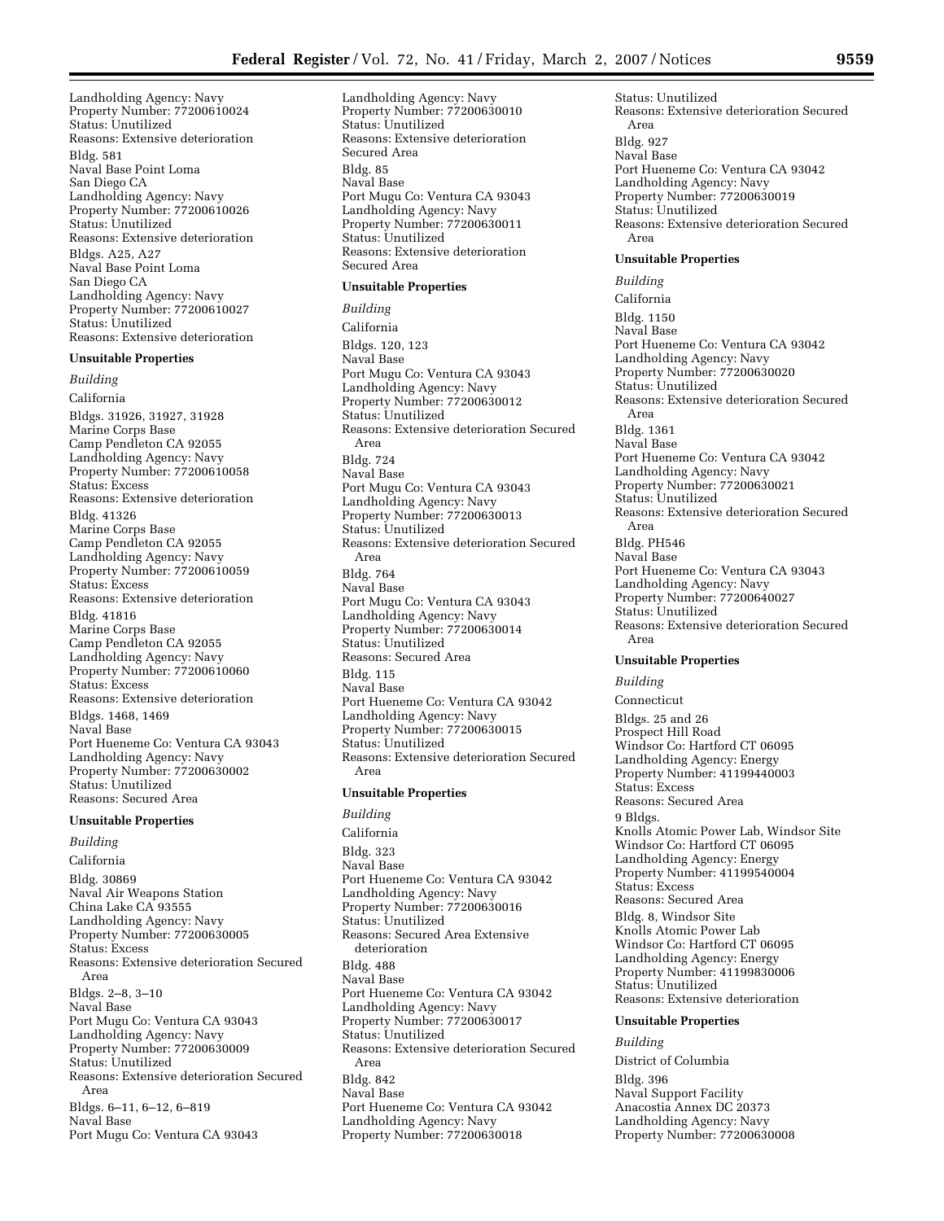Landholding Agency: Navy
Property Number: 77200610024
Status: Unutilized
Reasons: Extensive deterioration

Bldg. 581
Naval Base Point Loma
San Diego CA
Landholding Agency: Navy
Property Number: 77200610026
Status: Unutilized
Reasons: Extensive deterioration

Bldgs. A25, A27
Naval Base Point Loma
San Diego CA
Landholding Agency: Navy
Property Number: 77200610027
Status: Unutilized
Reasons: Extensive deterioration

**Unsuitable Properties**

*Building*

California

Bldgs. 31926, 31927, 31928
Marine Corps Base
Camp Pendleton CA 92055
Landholding Agency: Navy
Property Number: 77200610058
Status: Excess
Reasons: Extensive deterioration

Bldg. 41326
Marine Corps Base
Camp Pendleton CA 92055
Landholding Agency: Navy
Property Number: 77200610059
Status: Excess
Reasons: Extensive deterioration

Bldg. 41816
Marine Corps Base
Camp Pendleton CA 92055
Landholding Agency: Navy
Property Number: 77200610060
Status: Excess
Reasons: Extensive deterioration

Bldgs. 1468, 1469
Naval Base
Port Hueneme Co: Ventura CA 93043
Landholding Agency: Navy
Property Number: 77200630002
Status: Unutilized
Reasons: Secured Area

**Unsuitable Properties**

*Building*

California

Bldg. 30869
Naval Air Weapons Station
China Lake CA 93555
Landholding Agency: Navy
Property Number: 77200630005
Status: Excess
Reasons: Extensive deterioration Secured Area

Bldgs. 2–8, 3–10
Naval Base
Port Mugu Co: Ventura CA 93043
Landholding Agency: Navy
Property Number: 77200630009
Status: Unutilized
Reasons: Extensive deterioration Secured Area

Bldgs. 6–11, 6–12, 6–819
Naval Base
Port Mugu Co: Ventura CA 93043
Landholding Agency: Navy
Property Number: 77200630010
Status: Unutilized
Reasons: Extensive deterioration
Secured Area

Bldg. 85
Naval Base
Port Mugu Co: Ventura CA 93043
Landholding Agency: Navy
Property Number: 77200630011
Status: Unutilized
Reasons: Extensive deterioration
Secured Area

**Unsuitable Properties**

*Building*

California

Bldgs. 120, 123
Naval Base
Port Mugu Co: Ventura CA 93043
Landholding Agency: Navy
Property Number: 77200630012
Status: Unutilized
Reasons: Extensive deterioration Secured Area

Bldg. 724
Naval Base
Port Mugu Co: Ventura CA 93043
Landholding Agency: Navy
Property Number: 77200630013
Status: Unutilized
Reasons: Extensive deterioration Secured Area

Bldg. 764
Naval Base
Port Mugu Co: Ventura CA 93043
Landholding Agency: Navy
Property Number: 77200630014
Status: Unutilized
Reasons: Secured Area

Bldg. 115
Naval Base
Port Hueneme Co: Ventura CA 93042
Landholding Agency: Navy
Property Number: 77200630015
Status: Unutilized
Reasons: Extensive deterioration Secured Area

**Unsuitable Properties**

*Building*

California

Bldg. 323
Naval Base
Port Hueneme Co: Ventura CA 93042
Landholding Agency: Navy
Property Number: 77200630016
Status: Unutilized
Reasons: Secured Area Extensive deterioration

Bldg. 488
Naval Base
Port Hueneme Co: Ventura CA 93042
Landholding Agency: Navy
Property Number: 77200630017
Status: Unutilized
Reasons: Extensive deterioration Secured Area

Bldg. 842
Naval Base
Port Hueneme Co: Ventura CA 93042
Landholding Agency: Navy
Property Number: 77200630018
Status: Unutilized
Reasons: Extensive deterioration Secured Area

Bldg. 927
Naval Base
Port Hueneme Co: Ventura CA 93042
Landholding Agency: Navy
Property Number: 77200630019
Status: Unutilized
Reasons: Extensive deterioration Secured Area

**Unsuitable Properties**

*Building*

California

Bldg. 1150
Naval Base
Port Hueneme Co: Ventura CA 93042
Landholding Agency: Navy
Property Number: 77200630020
Status: Unutilized
Reasons: Extensive deterioration Secured Area

Bldg. 1361
Naval Base
Port Hueneme Co: Ventura CA 93042
Landholding Agency: Navy
Property Number: 77200630021
Status: Unutilized
Reasons: Extensive deterioration Secured Area

Bldg. PH546
Naval Base
Port Hueneme Co: Ventura CA 93043
Landholding Agency: Navy
Property Number: 77200640027
Status: Unutilized
Reasons: Extensive deterioration Secured Area

**Unsuitable Properties**

*Building*

Connecticut

Bldgs. 25 and 26
Prospect Hill Road
Windsor Co: Hartford CT 06095
Landholding Agency: Energy
Property Number: 41199440003
Status: Excess
Reasons: Secured Area

9 Bldgs.
Knolls Atomic Power Lab, Windsor Site
Windsor Co: Hartford CT 06095
Landholding Agency: Energy
Property Number: 41199540004
Status: Excess
Reasons: Secured Area

Bldg. 8, Windsor Site
Knolls Atomic Power Lab
Windsor Co: Hartford CT 06095
Landholding Agency: Energy
Property Number: 41199830006
Status: Unutilized
Reasons: Extensive deterioration

**Unsuitable Properties**

*Building*

District of Columbia

Bldg. 396
Naval Support Facility
Anacostia Annex DC 20373
Landholding Agency: Navy
Property Number: 77200630008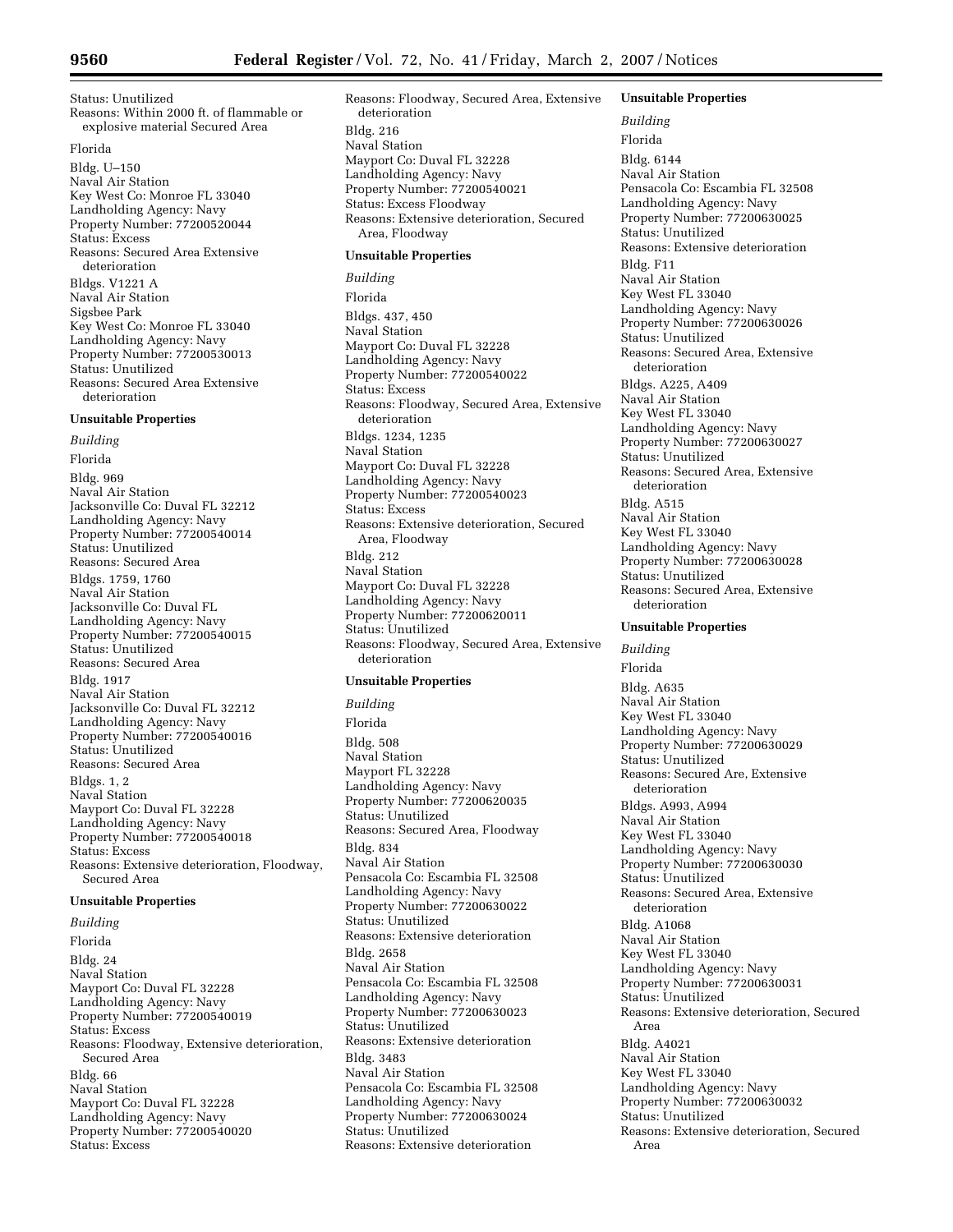Status: Unutilized
Reasons: Within 2000 ft. of flammable or explosive material Secured Area

Florida

Bldg. U–150
Naval Air Station
Key West Co: Monroe FL 33040
Landholding Agency: Navy
Property Number: 77200520044
Status: Excess
Reasons: Secured Area Extensive deterioration

Bldgs. V1221 A
Naval Air Station
Sigsbee Park
Key West Co: Monroe FL 33040
Landholding Agency: Navy
Property Number: 77200530013
Status: Unutilized
Reasons: Secured Area Extensive deterioration

**Unsuitable Properties**

*Building*

Florida

Bldg. 969
Naval Air Station
Jacksonville Co: Duval FL 32212
Landholding Agency: Navy
Property Number: 77200540014
Status: Unutilized
Reasons: Secured Area

Bldgs. 1759, 1760
Naval Air Station
Jacksonville Co: Duval FL
Landholding Agency: Navy
Property Number: 77200540015
Status: Unutilized
Reasons: Secured Area

Bldg. 1917
Naval Air Station
Jacksonville Co: Duval FL 32212
Landholding Agency: Navy
Property Number: 77200540016
Status: Unutilized
Reasons: Secured Area

Bldgs. 1, 2
Naval Station
Mayport Co: Duval FL 32228
Landholding Agency: Navy
Property Number: 77200540018
Status: Excess
Reasons: Extensive deterioration, Floodway, Secured Area

**Unsuitable Properties**

*Building*

Florida

Bldg. 24
Naval Station
Mayport Co: Duval FL 32228
Landholding Agency: Navy
Property Number: 77200540019
Status: Excess
Reasons: Floodway, Extensive deterioration, Secured Area

Bldg. 66
Naval Station
Mayport Co: Duval FL 32228
Landholding Agency: Navy
Property Number: 77200540020
Status: Excess
Reasons: Floodway, Secured Area, Extensive deterioration

Bldg. 216
Naval Station
Mayport Co: Duval FL 32228
Landholding Agency: Navy
Property Number: 77200540021
Status: Excess Floodway
Reasons: Extensive deterioration, Secured Area, Floodway

**Unsuitable Properties**

*Building*

Florida

Bldgs. 437, 450
Naval Station
Mayport Co: Duval FL 32228
Landholding Agency: Navy
Property Number: 77200540022
Status: Excess
Reasons: Floodway, Secured Area, Extensive deterioration

Bldgs. 1234, 1235
Naval Station
Mayport Co: Duval FL 32228
Landholding Agency: Navy
Property Number: 77200540023
Status: Excess
Reasons: Extensive deterioration, Secured Area, Floodway

Bldg. 212
Naval Station
Mayport Co: Duval FL 32228
Landholding Agency: Navy
Property Number: 77200620011
Status: Unutilized
Reasons: Floodway, Secured Area, Extensive deterioration

**Unsuitable Properties**

*Building*

Florida

Bldg. 508
Naval Station
Mayport FL 32228
Landholding Agency: Navy
Property Number: 77200620035
Status: Unutilized
Reasons: Secured Area, Floodway

Bldg. 834
Naval Air Station
Pensacola Co: Escambia FL 32508
Landholding Agency: Navy
Property Number: 77200630022
Status: Unutilized
Reasons: Extensive deterioration

Bldg. 2658
Naval Air Station
Pensacola Co: Escambia FL 32508
Landholding Agency: Navy
Property Number: 77200630023
Status: Unutilized
Reasons: Extensive deterioration

Bldg. 3483
Naval Air Station
Pensacola Co: Escambia FL 32508
Landholding Agency: Navy
Property Number: 77200630024
Status: Unutilized
Reasons: Extensive deterioration

**Unsuitable Properties**

*Building*

Florida

Bldg. 6144
Naval Air Station
Pensacola Co: Escambia FL 32508
Landholding Agency: Navy
Property Number: 77200630025
Status: Unutilized
Reasons: Extensive deterioration

Bldg. F11
Naval Air Station
Key West FL 33040
Landholding Agency: Navy
Property Number: 77200630026
Status: Unutilized
Reasons: Secured Area, Extensive deterioration

Bldgs. A225, A409
Naval Air Station
Key West FL 33040
Landholding Agency: Navy
Property Number: 77200630027
Status: Unutilized
Reasons: Secured Area, Extensive deterioration

Bldg. A515
Naval Air Station
Key West FL 33040
Landholding Agency: Navy
Property Number: 77200630028
Status: Unutilized
Reasons: Secured Area, Extensive deterioration

**Unsuitable Properties**

*Building*

Florida

Bldg. A635
Naval Air Station
Key West FL 33040
Landholding Agency: Navy
Property Number: 77200630029
Status: Unutilized
Reasons: Secured Are, Extensive deterioration

Bldgs. A993, A994
Naval Air Station
Key West FL 33040
Landholding Agency: Navy
Property Number: 77200630030
Status: Unutilized
Reasons: Secured Area, Extensive deterioration

Bldg. A1068
Naval Air Station
Key West FL 33040
Landholding Agency: Navy
Property Number: 77200630031
Status: Unutilized
Reasons: Extensive deterioration, Secured Area

Bldg. A4021
Naval Air Station
Key West FL 33040
Landholding Agency: Navy
Property Number: 77200630032
Status: Unutilized
Reasons: Extensive deterioration, Secured Area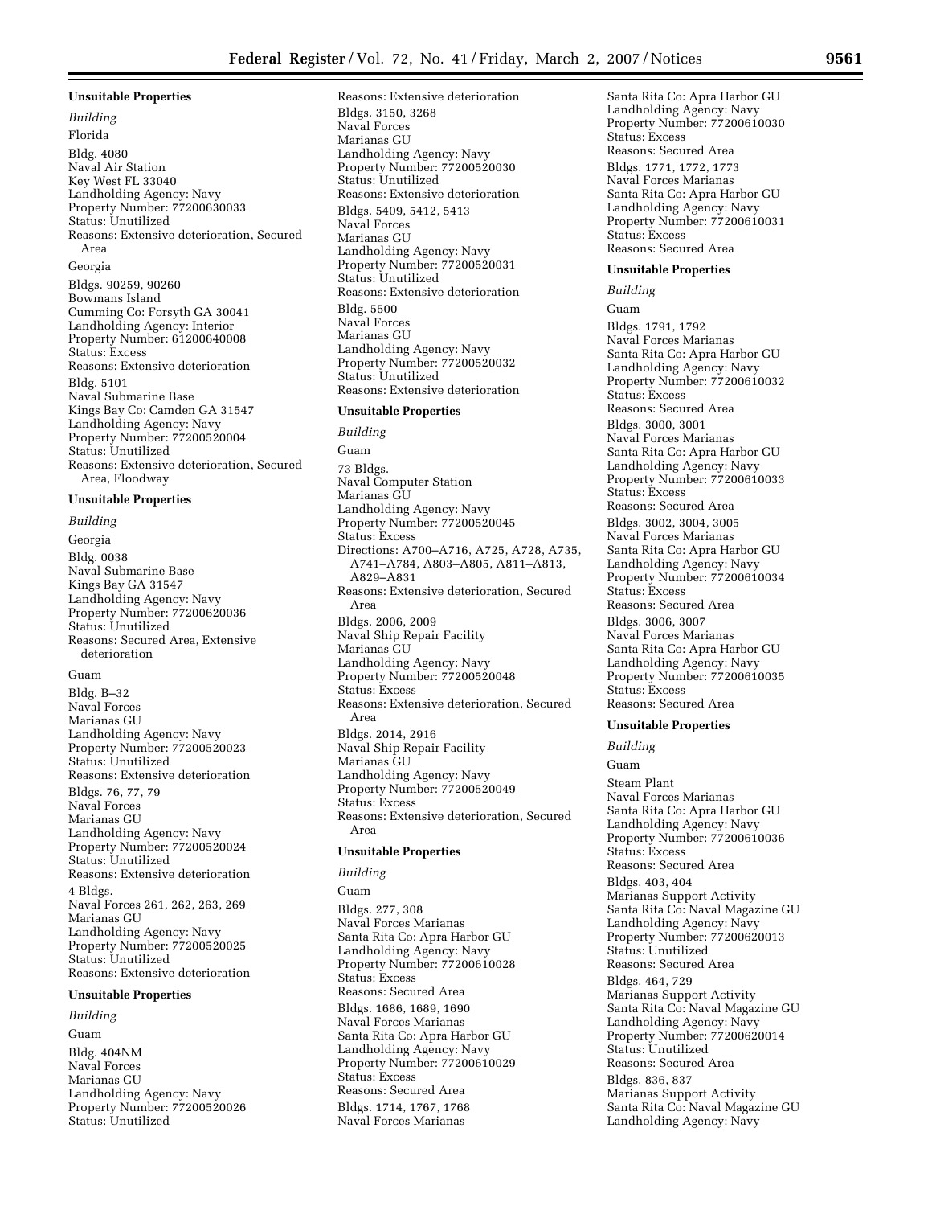**Unsuitable Properties**

*Building*

Florida

Bldg. 4080
Naval Air Station
Key West FL 33040
Landholding Agency: Navy
Property Number: 77200630033
Status: Unutilized
Reasons: Extensive deterioration, Secured Area

Georgia

Bldgs. 90259, 90260
Bowmans Island
Cumming Co: Forsyth GA 30041
Landholding Agency: Interior
Property Number: 61200640008
Status: Excess
Reasons: Extensive deterioration

Bldg. 5101
Naval Submarine Base
Kings Bay Co: Camden GA 31547
Landholding Agency: Navy
Property Number: 77200520004
Status: Unutilized
Reasons: Extensive deterioration, Secured Area, Floodway

**Unsuitable Properties**

*Building*

Georgia

Bldg. 0038
Naval Submarine Base
Kings Bay GA 31547
Landholding Agency: Navy
Property Number: 77200620036
Status: Unutilized
Reasons: Secured Area, Extensive deterioration

Guam

Bldg. B–32
Naval Forces
Marianas GU
Landholding Agency: Navy
Property Number: 77200520023
Status: Unutilized
Reasons: Extensive deterioration

Bldgs. 76, 77, 79
Naval Forces
Marianas GU
Landholding Agency: Navy
Property Number: 77200520024
Status: Unutilized
Reasons: Extensive deterioration

4 Bldgs.
Naval Forces 261, 262, 263, 269
Marianas GU
Landholding Agency: Navy
Property Number: 77200520025
Status: Unutilized
Reasons: Extensive deterioration

**Unsuitable Properties**

*Building*

Guam

Bldg. 404NM
Naval Forces
Marianas GU
Landholding Agency: Navy
Property Number: 77200520026
Status: Unutilized
Reasons: Extensive deterioration

Bldgs. 3150, 3268
Naval Forces
Marianas GU
Landholding Agency: Navy
Property Number: 77200520030
Status: Unutilized
Reasons: Extensive deterioration

Bldgs. 5409, 5412, 5413
Naval Forces
Marianas GU
Landholding Agency: Navy
Property Number: 77200520031
Status: Unutilized
Reasons: Extensive deterioration

Bldg. 5500
Naval Forces
Marianas GU
Landholding Agency: Navy
Property Number: 77200520032
Status: Unutilized
Reasons: Extensive deterioration

**Unsuitable Properties**

*Building*

Guam

73 Bldgs.
Naval Computer Station
Marianas GU
Landholding Agency: Navy
Property Number: 77200520045
Status: Excess
Directions: A700–A716, A725, A728, A735, A741–A784, A803–A805, A811–A813, A829–A831
Reasons: Extensive deterioration, Secured Area

Bldgs. 2006, 2009
Naval Ship Repair Facility
Marianas GU
Landholding Agency: Navy
Property Number: 77200520048
Status: Excess
Reasons: Extensive deterioration, Secured Area

Bldgs. 2014, 2916
Naval Ship Repair Facility
Marianas GU
Landholding Agency: Navy
Property Number: 77200520049
Status: Excess
Reasons: Extensive deterioration, Secured Area

**Unsuitable Properties**

*Building*

Guam

Bldgs. 277, 308
Naval Forces Marianas
Santa Rita Co: Apra Harbor GU
Landholding Agency: Navy
Property Number: 77200610028
Status: Excess
Reasons: Secured Area

Bldgs. 1686, 1689, 1690
Naval Forces Marianas
Santa Rita Co: Apra Harbor GU
Landholding Agency: Navy
Property Number: 77200610029
Status: Excess
Reasons: Secured Area

Bldgs. 1714, 1767, 1768
Naval Forces Marianas
Santa Rita Co: Apra Harbor GU
Landholding Agency: Navy
Property Number: 77200610030
Status: Excess
Reasons: Secured Area

Bldgs. 1771, 1772, 1773
Naval Forces Marianas
Santa Rita Co: Apra Harbor GU
Landholding Agency: Navy
Property Number: 77200610031
Status: Excess
Reasons: Secured Area

**Unsuitable Properties**

*Building*

Guam

Bldgs. 1791, 1792
Naval Forces Marianas
Santa Rita Co: Apra Harbor GU
Landholding Agency: Navy
Property Number: 77200610032
Status: Excess
Reasons: Secured Area

Bldgs. 3000, 3001
Naval Forces Marianas
Santa Rita Co: Apra Harbor GU
Landholding Agency: Navy
Property Number: 77200610033
Status: Excess
Reasons: Secured Area

Bldgs. 3002, 3004, 3005
Naval Forces Marianas
Santa Rita Co: Apra Harbor GU
Landholding Agency: Navy
Property Number: 77200610034
Status: Excess
Reasons: Secured Area

Bldgs. 3006, 3007
Naval Forces Marianas
Santa Rita Co: Apra Harbor GU
Landholding Agency: Navy
Property Number: 77200610035
Status: Excess
Reasons: Secured Area

**Unsuitable Properties**

*Building*

Guam

Steam Plant
Naval Forces Marianas
Santa Rita Co: Apra Harbor GU
Landholding Agency: Navy
Property Number: 77200610036
Status: Excess
Reasons: Secured Area

Bldgs. 403, 404
Marianas Support Activity
Santa Rita Co: Naval Magazine GU
Landholding Agency: Navy
Property Number: 77200620013
Status: Unutilized
Reasons: Secured Area

Bldgs. 464, 729
Marianas Support Activity
Santa Rita Co: Naval Magazine GU
Landholding Agency: Navy
Property Number: 77200620014
Status: Unutilized
Reasons: Secured Area

Bldgs. 836, 837
Marianas Support Activity
Santa Rita Co: Naval Magazine GU
Landholding Agency: Navy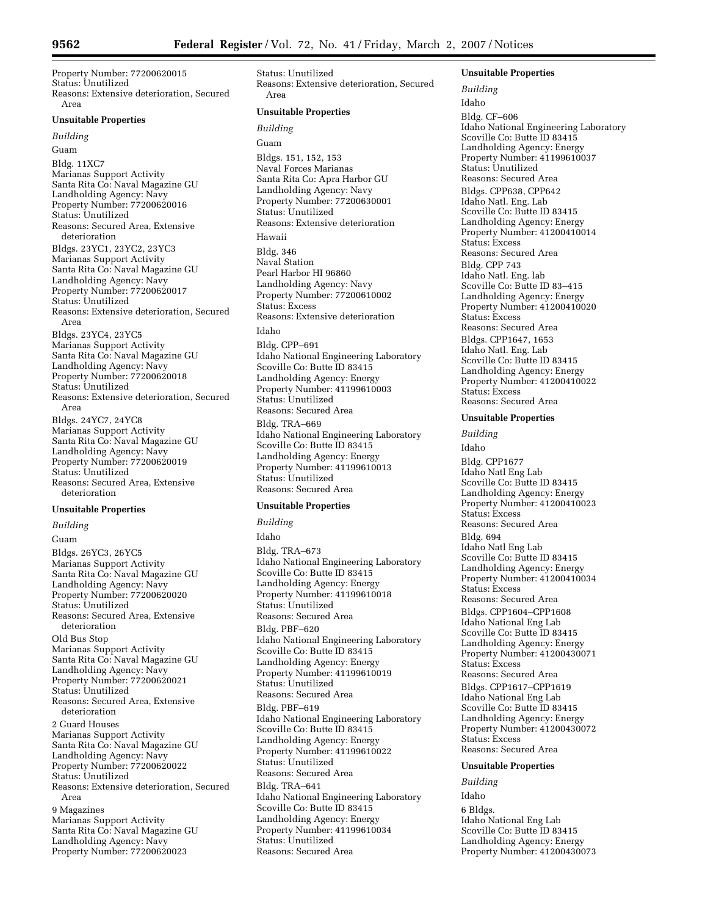Property Number: 77200620015
Status: Unutilized
Reasons: Extensive deterioration, Secured Area

**Unsuitable Properties**

*Building*

Guam

Bldg. 11XC7
Marianas Support Activity
Santa Rita Co: Naval Magazine GU
Landholding Agency: Navy
Property Number: 77200620016
Status: Unutilized
Reasons: Secured Area, Extensive deterioration

Bldgs. 23YC1, 23YC2, 23YC3
Marianas Support Activity
Santa Rita Co: Naval Magazine GU
Landholding Agency: Navy
Property Number: 77200620017
Status: Unutilized
Reasons: Extensive deterioration, Secured Area

Bldgs. 23YC4, 23YC5
Marianas Support Activity
Santa Rita Co: Naval Magazine GU
Landholding Agency: Navy
Property Number: 77200620018
Status: Unutilized
Reasons: Extensive deterioration, Secured Area

Bldgs. 24YC7, 24YC8
Marianas Support Activity
Santa Rita Co: Naval Magazine GU
Landholding Agency: Navy
Property Number: 77200620019
Status: Unutilized
Reasons: Secured Area, Extensive deterioration

**Unsuitable Properties**

*Building*

Guam

Bldgs. 26YC3, 26YC5
Marianas Support Activity
Santa Rita Co: Naval Magazine GU
Landholding Agency: Navy
Property Number: 77200620020
Status: Unutilized
Reasons: Secured Area, Extensive deterioration

Old Bus Stop
Marianas Support Activity
Santa Rita Co: Naval Magazine GU
Landholding Agency: Navy
Property Number: 77200620021
Status: Unutilized
Reasons: Secured Area, Extensive deterioration

2 Guard Houses
Marianas Support Activity
Santa Rita Co: Naval Magazine GU
Landholding Agency: Navy
Property Number: 77200620022
Status: Unutilized
Reasons: Extensive deterioration, Secured Area

9 Magazines
Marianas Support Activity
Santa Rita Co: Naval Magazine GU
Landholding Agency: Navy
Property Number: 77200620023
Status: Unutilized
Reasons: Extensive deterioration, Secured Area

**Unsuitable Properties**

*Building*

Guam

Bldgs. 151, 152, 153
Naval Forces Marianas
Santa Rita Co: Apra Harbor GU
Landholding Agency: Navy
Property Number: 77200630001
Status: Unutilized
Reasons: Extensive deterioration

Hawaii

Bldg. 346
Naval Station
Pearl Harbor HI 96860
Landholding Agency: Navy
Property Number: 77200610002
Status: Excess
Reasons: Extensive deterioration

Idaho

Bldg. CPP–691
Idaho National Engineering Laboratory
Scoville Co: Butte ID 83415
Landholding Agency: Energy
Property Number: 41199610003
Status: Unutilized
Reasons: Secured Area

Bldg. TRA–669
Idaho National Engineering Laboratory
Scoville Co: Butte ID 83415
Landholding Agency: Energy
Property Number: 41199610013
Status: Unutilized
Reasons: Secured Area

**Unsuitable Properties**

*Building*

Idaho

Bldg. TRA–673
Idaho National Engineering Laboratory
Scoville Co: Butte ID 83415
Landholding Agency: Energy
Property Number: 41199610018
Status: Unutilized
Reasons: Secured Area

Bldg. PBF–620
Idaho National Engineering Laboratory
Scoville Co: Butte ID 83415
Landholding Agency: Energy
Property Number: 41199610019
Status: Unutilized
Reasons: Secured Area

Bldg. PBF–619
Idaho National Engineering Laboratory
Scoville Co: Butte ID 83415
Landholding Agency: Energy
Property Number: 41199610022
Status: Unutilized
Reasons: Secured Area

Bldg. TRA–641
Idaho National Engineering Laboratory
Scoville Co: Butte ID 83415
Landholding Agency: Energy
Property Number: 41199610034
Status: Unutilized
Reasons: Secured Area

**Unsuitable Properties**

*Building*

Idaho

Bldg. CF–606
Idaho National Engineering Laboratory
Scoville Co: Butte ID 83415
Landholding Agency: Energy
Property Number: 41199610037
Status: Unutilized
Reasons: Secured Area

Bldgs. CPP638, CPP642
Idaho Natl. Eng. Lab
Scoville Co: Butte ID 83415
Landholding Agency: Energy
Property Number: 41200410014
Status: Excess
Reasons: Secured Area

Bldg. CPP 743
Idaho Natl. Eng. lab
Scoville Co: Butte ID 83–415
Landholding Agency: Energy
Property Number: 41200410020
Status: Excess
Reasons: Secured Area

Bldgs. CPP1647, 1653
Idaho Natl. Eng. Lab
Scoville Co: Butte ID 83415
Landholding Agency: Energy
Property Number: 41200410022
Status: Excess
Reasons: Secured Area

**Unsuitable Properties**

*Building*

Idaho

Bldg. CPP1677
Idaho Natl Eng Lab
Scoville Co: Butte ID 83415
Landholding Agency: Energy
Property Number: 41200410023
Status: Excess
Reasons: Secured Area

Bldg. 694
Idaho Natl Eng Lab
Scoville Co: Butte ID 83415
Landholding Agency: Energy
Property Number: 41200410034
Status: Excess
Reasons: Secured Area

Bldgs. CPP1604–CPP1608
Idaho National Eng Lab
Scoville Co: Butte ID 83415
Landholding Agency: Energy
Property Number: 41200430071
Status: Excess
Reasons: Secured Area

Bldgs. CPP1617–CPP1619
Idaho National Eng Lab
Scoville Co: Butte ID 83415
Landholding Agency: Energy
Property Number: 41200430072
Status: Excess
Reasons: Secured Area

**Unsuitable Properties**

*Building*

Idaho

6 Bldgs.
Idaho National Eng Lab
Scoville Co: Butte ID 83415
Landholding Agency: Energy
Property Number: 41200430073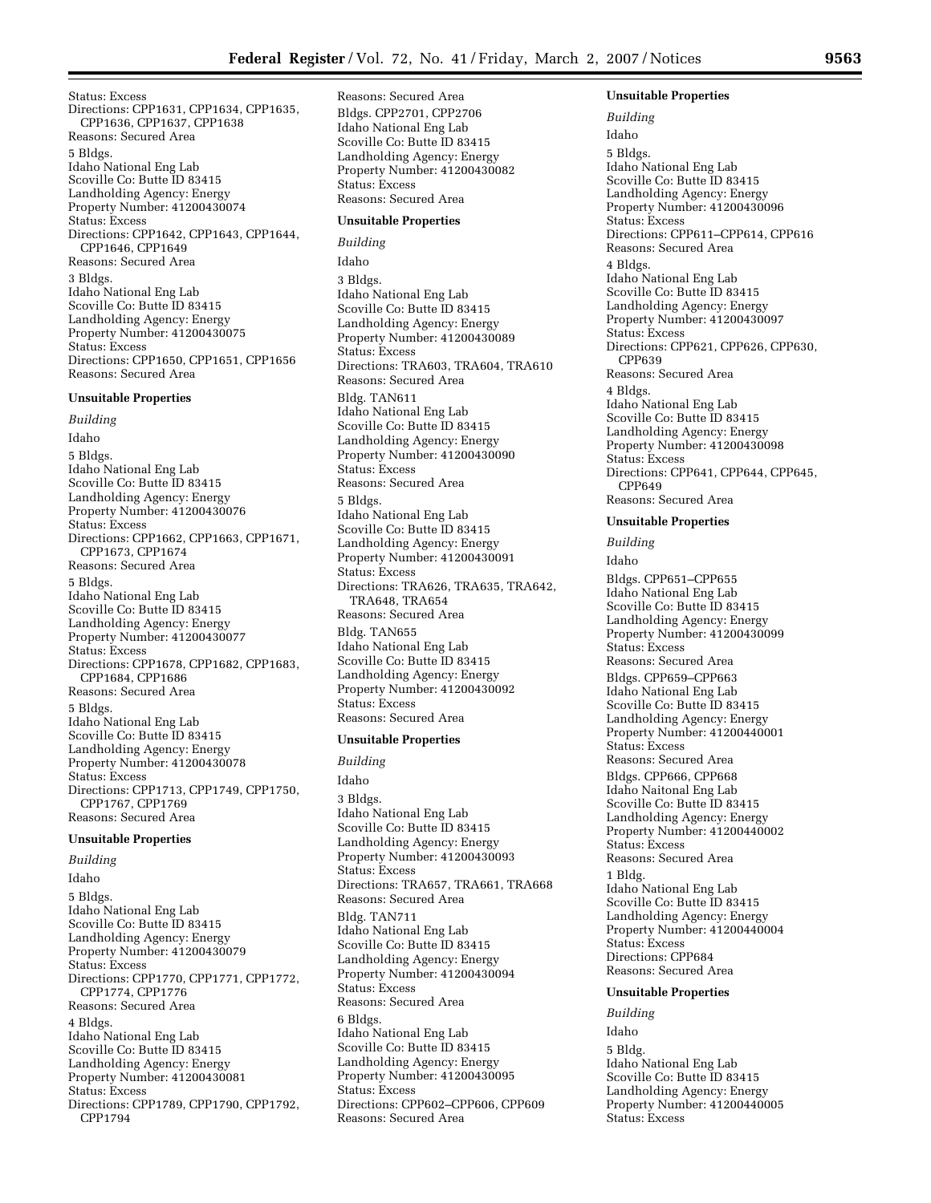Status: Excess
Directions: CPP1631, CPP1634, CPP1635, CPP1636, CPP1637, CPP1638
Reasons: Secured Area

5 Bldgs.
Idaho National Eng Lab
Scoville Co: Butte ID 83415
Landholding Agency: Energy
Property Number: 41200430074
Status: Excess
Directions: CPP1642, CPP1643, CPP1644, CPP1646, CPP1649
Reasons: Secured Area

3 Bldgs.
Idaho National Eng Lab
Scoville Co: Butte ID 83415
Landholding Agency: Energy
Property Number: 41200430075
Status: Excess
Directions: CPP1650, CPP1651, CPP1656
Reasons: Secured Area

**Unsuitable Properties**

*Building*

Idaho

5 Bldgs.
Idaho National Eng Lab
Scoville Co: Butte ID 83415
Landholding Agency: Energy
Property Number: 41200430076
Status: Excess
Directions: CPP1662, CPP1663, CPP1671, CPP1673, CPP1674
Reasons: Secured Area

5 Bldgs.
Idaho National Eng Lab
Scoville Co: Butte ID 83415
Landholding Agency: Energy
Property Number: 41200430077
Status: Excess
Directions: CPP1678, CPP1682, CPP1683, CPP1684, CPP1686
Reasons: Secured Area

5 Bldgs.
Idaho National Eng Lab
Scoville Co: Butte ID 83415
Landholding Agency: Energy
Property Number: 41200430078
Status: Excess
Directions: CPP1713, CPP1749, CPP1750, CPP1767, CPP1769
Reasons: Secured Area

**Unsuitable Properties**

*Building*

Idaho

5 Bldgs.
Idaho National Eng Lab
Scoville Co: Butte ID 83415
Landholding Agency: Energy
Property Number: 41200430079
Status: Excess
Directions: CPP1770, CPP1771, CPP1772, CPP1774, CPP1776
Reasons: Secured Area

4 Bldgs.
Idaho National Eng Lab
Scoville Co: Butte ID 83415
Landholding Agency: Energy
Property Number: 41200430081
Status: Excess
Directions: CPP1789, CPP1790, CPP1792, CPP1794
Reasons: Secured Area

Bldgs. CPP2701, CPP2706
Idaho National Eng Lab
Scoville Co: Butte ID 83415
Landholding Agency: Energy
Property Number: 41200430082
Status: Excess
Reasons: Secured Area

**Unsuitable Properties**

*Building*

Idaho

3 Bldgs.
Idaho National Eng Lab
Scoville Co: Butte ID 83415
Landholding Agency: Energy
Property Number: 41200430089
Status: Excess
Directions: TRA603, TRA604, TRA610
Reasons: Secured Area

Bldg. TAN611
Idaho National Eng Lab
Scoville Co: Butte ID 83415
Landholding Agency: Energy
Property Number: 41200430090
Status: Excess
Reasons: Secured Area

5 Bldgs.
Idaho National Eng Lab
Scoville Co: Butte ID 83415
Landholding Agency: Energy
Property Number: 41200430091
Status: Excess
Directions: TRA626, TRA635, TRA642, TRA648, TRA654
Reasons: Secured Area

Bldg. TAN655
Idaho National Eng Lab
Scoville Co: Butte ID 83415
Landholding Agency: Energy
Property Number: 41200430092
Status: Excess
Reasons: Secured Area

**Unsuitable Properties**

*Building*

Idaho

3 Bldgs.
Idaho National Eng Lab
Scoville Co: Butte ID 83415
Landholding Agency: Energy
Property Number: 41200430093
Status: Excess
Directions: TRA657, TRA661, TRA668
Reasons: Secured Area

Bldg. TAN711
Idaho National Eng Lab
Scoville Co: Butte ID 83415
Landholding Agency: Energy
Property Number: 41200430094
Status: Excess
Reasons: Secured Area

6 Bldgs.
Idaho National Eng Lab
Scoville Co: Butte ID 83415
Landholding Agency: Energy
Property Number: 41200430095
Status: Excess
Directions: CPP602–CPP606, CPP609
Reasons: Secured Area

**Unsuitable Properties**

*Building*

Idaho

5 Bldgs.
Idaho National Eng Lab
Scoville Co: Butte ID 83415
Landholding Agency: Energy
Property Number: 41200430096
Status: Excess
Directions: CPP611–CPP614, CPP616
Reasons: Secured Area

4 Bldgs.
Idaho National Eng Lab
Scoville Co: Butte ID 83415
Landholding Agency: Energy
Property Number: 41200430097
Status: Excess
Directions: CPP621, CPP626, CPP630, CPP639
Reasons: Secured Area

4 Bldgs.
Idaho National Eng Lab
Scoville Co: Butte ID 83415
Landholding Agency: Energy
Property Number: 41200430098
Status: Excess
Directions: CPP641, CPP644, CPP645, CPP649
Reasons: Secured Area

**Unsuitable Properties**

*Building*

Idaho

Bldgs. CPP651–CPP655
Idaho National Eng Lab
Scoville Co: Butte ID 83415
Landholding Agency: Energy
Property Number: 41200430099
Status: Excess
Reasons: Secured Area

Bldgs. CPP659–CPP663
Idaho National Eng Lab
Scoville Co: Butte ID 83415
Landholding Agency: Energy
Property Number: 41200440001
Status: Excess
Reasons: Secured Area

Bldgs. CPP666, CPP668
Idaho Naitonal Eng Lab
Scoville Co: Butte ID 83415
Landholding Agency: Energy
Property Number: 41200440002
Status: Excess
Reasons: Secured Area

1 Bldg.
Idaho National Eng Lab
Scoville Co: Butte ID 83415
Landholding Agency: Energy
Property Number: 41200440004
Status: Excess
Directions: CPP684
Reasons: Secured Area

**Unsuitable Properties**

*Building*

Idaho

5 Bldg.
Idaho National Eng Lab
Scoville Co: Butte ID 83415
Landholding Agency: Energy
Property Number: 41200440005
Status: Excess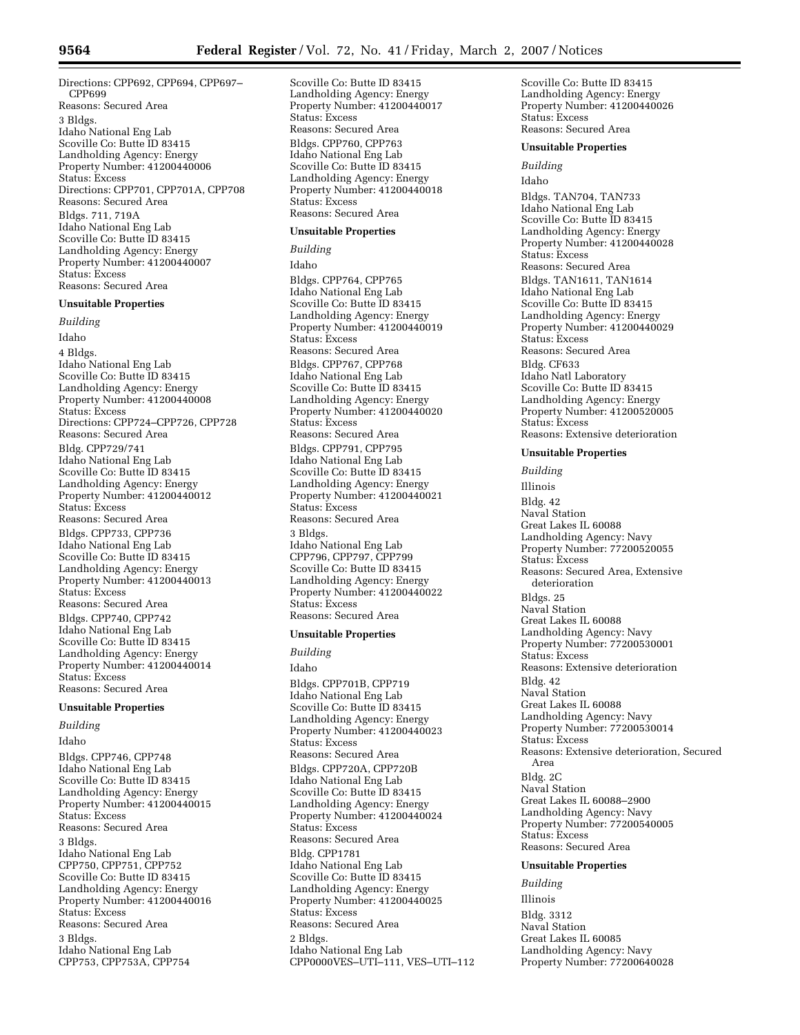Directions: CPP692, CPP694, CPP697–CPP699
Reasons: Secured Area

3 Bldgs.
Idaho National Eng Lab
Scoville Co: Butte ID 83415
Landholding Agency: Energy
Property Number: 41200440006
Status: Excess
Directions: CPP701, CPP701A, CPP708
Reasons: Secured Area

Bldgs. 711, 719A
Idaho National Eng Lab
Scoville Co: Butte ID 83415
Landholding Agency: Energy
Property Number: 41200440007
Status: Excess
Reasons: Secured Area

**Unsuitable Properties**

*Building*

Idaho

4 Bldgs.
Idaho National Eng Lab
Scoville Co: Butte ID 83415
Landholding Agency: Energy
Property Number: 41200440008
Status: Excess
Directions: CPP724–CPP726, CPP728
Reasons: Secured Area

Bldg. CPP729/741
Idaho National Eng Lab
Scoville Co: Butte ID 83415
Landholding Agency: Energy
Property Number: 41200440012
Status: Excess
Reasons: Secured Area

Bldgs. CPP733, CPP736
Idaho National Eng Lab
Scoville Co: Butte ID 83415
Landholding Agency: Energy
Property Number: 41200440013
Status: Excess
Reasons: Secured Area

Bldgs. CPP740, CPP742
Idaho National Eng Lab
Scoville Co: Butte ID 83415
Landholding Agency: Energy
Property Number: 41200440014
Status: Excess
Reasons: Secured Area

**Unsuitable Properties**

*Building*

Idaho

Bldgs. CPP746, CPP748
Idaho National Eng Lab
Scoville Co: Butte ID 83415
Landholding Agency: Energy
Property Number: 41200440015
Status: Excess
Reasons: Secured Area

3 Bldgs.
Idaho National Eng Lab
CPP750, CPP751, CPP752
Scoville Co: Butte ID 83415
Landholding Agency: Energy
Property Number: 41200440016
Status: Excess
Reasons: Secured Area

3 Bldgs.
Idaho National Eng Lab
CPP753, CPP753A, CPP754
Scoville Co: Butte ID 83415
Landholding Agency: Energy
Property Number: 41200440017
Status: Excess
Reasons: Secured Area

Bldgs. CPP760, CPP763
Idaho National Eng Lab
Scoville Co: Butte ID 83415
Landholding Agency: Energy
Property Number: 41200440018
Status: Excess
Reasons: Secured Area

**Unsuitable Properties**

*Building*

Idaho

Bldgs. CPP764, CPP765
Idaho National Eng Lab
Scoville Co: Butte ID 83415
Landholding Agency: Energy
Property Number: 41200440019
Status: Excess
Reasons: Secured Area

Bldgs. CPP767, CPP768
Idaho National Eng Lab
Scoville Co: Butte ID 83415
Landholding Agency: Energy
Property Number: 41200440020
Status: Excess
Reasons: Secured Area

Bldgs. CPP791, CPP795
Idaho National Eng Lab
Scoville Co: Butte ID 83415
Landholding Agency: Energy
Property Number: 41200440021
Status: Excess
Reasons: Secured Area

3 Bldgs.
Idaho National Eng Lab
CPP796, CPP797, CPP799
Scoville Co: Butte ID 83415
Landholding Agency: Energy
Property Number: 41200440022
Status: Excess
Reasons: Secured Area

**Unsuitable Properties**

*Building*

Idaho

Bldgs. CPP701B, CPP719
Idaho National Eng Lab
Scoville Co: Butte ID 83415
Landholding Agency: Energy
Property Number: 41200440023
Status: Excess
Reasons: Secured Area

Bldgs. CPP720A, CPP720B
Idaho National Eng Lab
Scoville Co: Butte ID 83415
Landholding Agency: Energy
Property Number: 41200440024
Status: Excess
Reasons: Secured Area

Bldg. CPP1781
Idaho National Eng Lab
Scoville Co: Butte ID 83415
Landholding Agency: Energy
Property Number: 41200440025
Status: Excess
Reasons: Secured Area

2 Bldgs.
Idaho National Eng Lab
CPP0000VES–UTI–111, VES–UTI–112
Scoville Co: Butte ID 83415
Landholding Agency: Energy
Property Number: 41200440026
Status: Excess
Reasons: Secured Area

**Unsuitable Properties**

*Building*

Idaho

Bldgs. TAN704, TAN733
Idaho National Eng Lab
Scoville Co: Butte ID 83415
Landholding Agency: Energy
Property Number: 41200440028
Status: Excess
Reasons: Secured Area

Bldgs. TAN1611, TAN1614
Idaho National Eng Lab
Scoville Co: Butte ID 83415
Landholding Agency: Energy
Property Number: 41200440029
Status: Excess
Reasons: Secured Area

Bldg. CF633
Idaho Natl Laboratory
Scoville Co: Butte ID 83415
Landholding Agency: Energy
Property Number: 41200520005
Status: Excess
Reasons: Extensive deterioration

**Unsuitable Properties**

*Building*

Illinois

Bldg. 42
Naval Station
Great Lakes IL 60088
Landholding Agency: Navy
Property Number: 77200520055
Status: Excess
Reasons: Secured Area, Extensive deterioration

Bldgs. 25
Naval Station
Great Lakes IL 60088
Landholding Agency: Navy
Property Number: 77200530001
Status: Excess
Reasons: Extensive deterioration

Bldg. 42
Naval Station
Great Lakes IL 60088
Landholding Agency: Navy
Property Number: 77200530014
Status: Excess
Reasons: Extensive deterioration, Secured Area

Bldg. 2C
Naval Station
Great Lakes IL 60088–2900
Landholding Agency: Navy
Property Number: 77200540005
Status: Excess
Reasons: Secured Area

**Unsuitable Properties**

*Building*

Illinois

Bldg. 3312
Naval Station
Great Lakes IL 60085
Landholding Agency: Navy
Property Number: 77200640028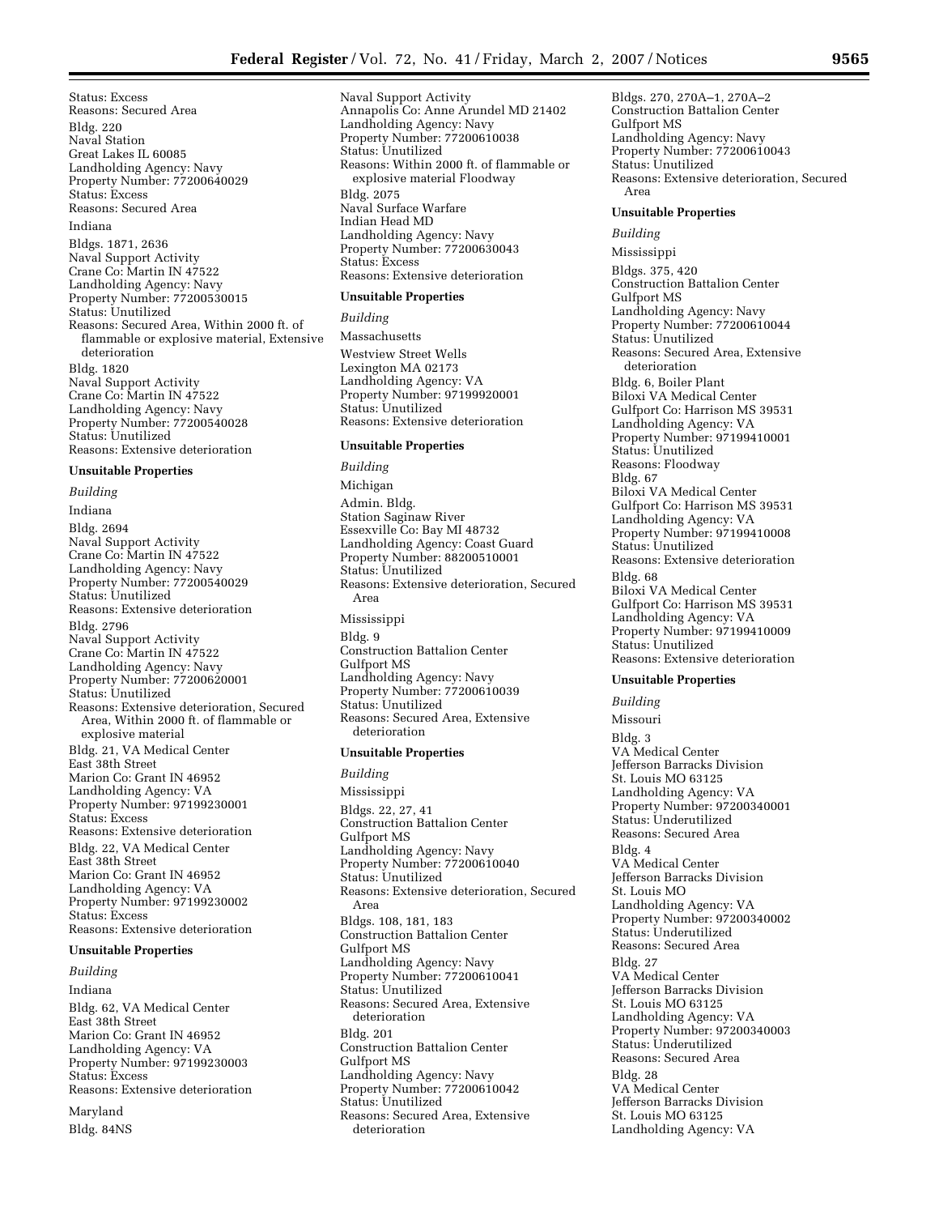Status: Excess
Reasons: Secured Area
Bldg. 220
Naval Station
Great Lakes IL 60085
Landholding Agency: Navy
Property Number: 77200640029
Status: Excess
Reasons: Secured Area

Indiana

Bldgs. 1871, 2636
Naval Support Activity
Crane Co: Martin IN 47522
Landholding Agency: Navy
Property Number: 77200530015
Status: Unutilized
Reasons: Secured Area, Within 2000 ft. of flammable or explosive material, Extensive deterioration
Bldg. 1820
Naval Support Activity
Crane Co: Martin IN 47522
Landholding Agency: Navy
Property Number: 77200540028
Status: Unutilized
Reasons: Extensive deterioration

**Unsuitable Properties**

*Building*

Indiana

Bldg. 2694
Naval Support Activity
Crane Co: Martin IN 47522
Landholding Agency: Navy
Property Number: 77200540029
Status: Unutilized
Reasons: Extensive deterioration
Bldg. 2796
Naval Support Activity
Crane Co: Martin IN 47522
Landholding Agency: Navy
Property Number: 77200620001
Status: Unutilized
Reasons: Extensive deterioration, Secured Area, Within 2000 ft. of flammable or explosive material
Bldg. 21, VA Medical Center
East 38th Street
Marion Co: Grant IN 46952
Landholding Agency: VA
Property Number: 97199230001
Status: Excess
Reasons: Extensive deterioration
Bldg. 22, VA Medical Center
East 38th Street
Marion Co: Grant IN 46952
Landholding Agency: VA
Property Number: 97199230002
Status: Excess
Reasons: Extensive deterioration

**Unsuitable Properties**

*Building*

Indiana

Bldg. 62, VA Medical Center
East 38th Street
Marion Co: Grant IN 46952
Landholding Agency: VA
Property Number: 97199230003
Status: Excess
Reasons: Extensive deterioration

Maryland

Bldg. 84NS
Naval Support Activity
Annapolis Co: Anne Arundel MD 21402
Landholding Agency: Navy
Property Number: 77200610038
Status: Unutilized
Reasons: Within 2000 ft. of flammable or explosive material Floodway
Bldg. 2075
Naval Surface Warfare
Indian Head MD
Landholding Agency: Navy
Property Number: 77200630043
Status: Excess
Reasons: Extensive deterioration

**Unsuitable Properties**

*Building*

Massachusetts

Westview Street Wells
Lexington MA 02173
Landholding Agency: VA
Property Number: 97199920001
Status: Unutilized
Reasons: Extensive deterioration

**Unsuitable Properties**

*Building*

Michigan

Admin. Bldg.
Station Saginaw River
Essexville Co: Bay MI 48732
Landholding Agency: Coast Guard
Property Number: 88200510001
Status: Unutilized
Reasons: Extensive deterioration, Secured Area

Mississippi

Bldg. 9
Construction Battalion Center
Gulfport MS
Landholding Agency: Navy
Property Number: 77200610039
Status: Unutilized
Reasons: Secured Area, Extensive deterioration

**Unsuitable Properties**

*Building*

Mississippi

Bldgs. 22, 27, 41
Construction Battalion Center
Gulfport MS
Landholding Agency: Navy
Property Number: 77200610040
Status: Unutilized
Reasons: Extensive deterioration, Secured Area
Bldgs. 108, 181, 183
Construction Battalion Center
Gulfport MS
Landholding Agency: Navy
Property Number: 77200610041
Status: Unutilized
Reasons: Secured Area, Extensive deterioration
Bldg. 201
Construction Battalion Center
Gulfport MS
Landholding Agency: Navy
Property Number: 77200610042
Status: Unutilized
Reasons: Secured Area, Extensive deterioration
Bldgs. 270, 270A–1, 270A–2
Construction Battalion Center
Gulfport MS
Landholding Agency: Navy
Property Number: 77200610043
Status: Unutilized
Reasons: Extensive deterioration, Secured Area

**Unsuitable Properties**

*Building*

Mississippi

Bldgs. 375, 420
Construction Battalion Center
Gulfport MS
Landholding Agency: Navy
Property Number: 77200610044
Status: Unutilized
Reasons: Secured Area, Extensive deterioration
Bldg. 6, Boiler Plant
Biloxi VA Medical Center
Gulfport Co: Harrison MS 39531
Landholding Agency: VA
Property Number: 97199410001
Status: Unutilized
Reasons: Floodway
Bldg. 67
Biloxi VA Medical Center
Gulfport Co: Harrison MS 39531
Landholding Agency: VA
Property Number: 97199410008
Status: Unutilized
Reasons: Extensive deterioration
Bldg. 68
Biloxi VA Medical Center
Gulfport Co: Harrison MS 39531
Landholding Agency: VA
Property Number: 97199410009
Status: Unutilized
Reasons: Extensive deterioration

**Unsuitable Properties**

*Building*

Missouri

Bldg. 3
VA Medical Center
Jefferson Barracks Division
St. Louis MO 63125
Landholding Agency: VA
Property Number: 97200340001
Status: Underutilized
Reasons: Secured Area
Bldg. 4
VA Medical Center
Jefferson Barracks Division
St. Louis MO
Landholding Agency: VA
Property Number: 97200340002
Status: Underutilized
Reasons: Secured Area
Bldg. 27
VA Medical Center
Jefferson Barracks Division
St. Louis MO 63125
Landholding Agency: VA
Property Number: 97200340003
Status: Underutilized
Reasons: Secured Area
Bldg. 28
VA Medical Center
Jefferson Barracks Division
St. Louis MO 63125
Landholding Agency: VA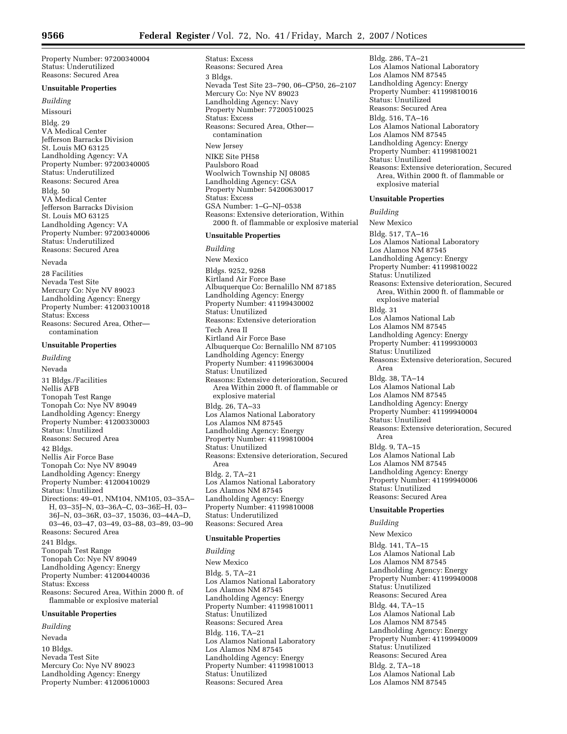Property Number: 97200340004
Status: Underutilized
Reasons: Secured Area

**Unsuitable Properties**

*Building*

Missouri

Bldg. 29
VA Medical Center
Jefferson Barracks Division
St. Louis MO 63125
Landholding Agency: VA
Property Number: 97200340005
Status: Underutilized
Reasons: Secured Area

Bldg. 50
VA Medical Center
Jefferson Barracks Division
St. Louis MO 63125
Landholding Agency: VA
Property Number: 97200340006
Status: Underutilized
Reasons: Secured Area

Nevada

28 Facilities
Nevada Test Site
Mercury Co: Nye NV 89023
Landholding Agency: Energy
Property Number: 41200310018
Status: Excess
Reasons: Secured Area, Other—contamination

**Unsuitable Properties**

*Building*

Nevada

31 Bldgs./Facilities
Nellis AFB
Tonopah Test Range
Tonopah Co: Nye NV 89049
Landholding Agency: Energy
Property Number: 41200330003
Status: Unutilized
Reasons: Secured Area

42 Bldgs.
Nellis Air Force Base
Tonopah Co: Nye NV 89049
Landholding Agency: Energy
Property Number: 41200410029
Status: Unutilized
Directions: 49–01, NM104, NM105, 03–35A–H, 03–35J–N, 03–36A–C, 03–36E–H, 03–36J–N, 03–36R, 03–37, 15036, 03–44A–D, 03–46, 03–47, 03–49, 03–88, 03–89, 03–90
Reasons: Secured Area

241 Bldgs.
Tonopah Test Range
Tonopah Co: Nye NV 89049
Landholding Agency: Energy
Property Number: 41200440036
Status: Excess
Reasons: Secured Area, Within 2000 ft. of flammable or explosive material

**Unsuitable Properties**

*Building*

Nevada

10 Bldgs.
Nevada Test Site
Mercury Co: Nye NV 89023
Landholding Agency: Energy
Property Number: 41200610003
Status: Excess
Reasons: Secured Area

3 Bldgs.
Nevada Test Site 23–790, 06–CP50, 26–2107
Mercury Co: Nye NV 89023
Landholding Agency: Navy
Property Number: 77200510025
Status: Excess
Reasons: Secured Area, Other—contamination

New Jersey

NIKE Site PH58
Paulsboro Road
Woolwich Township NJ 08085
Landholding Agency: GSA
Property Number: 54200630017
Status: Excess
GSA Number: 1–G–NJ–0538
Reasons: Extensive deterioration, Within 2000 ft. of flammable or explosive material

**Unsuitable Properties**

*Building*

New Mexico

Bldgs. 9252, 9268
Kirtland Air Force Base
Albuquerque Co: Bernalillo NM 87185
Landholding Agency: Energy
Property Number: 41199430002
Status: Unutilized
Reasons: Extensive deterioration

Tech Area II
Kirtland Air Force Base
Albuquerque Co: Bernalillo NM 87105
Landholding Agency: Energy
Property Number: 41199630004
Status: Unutilized
Reasons: Extensive deterioration, Secured Area Within 2000 ft. of flammable or explosive material

Bldg. 26, TA–33
Los Alamos National Laboratory
Los Alamos NM 87545
Landholding Agency: Energy
Property Number: 41199810004
Status: Unutilized
Reasons: Extensive deterioration, Secured Area

Bldg. 2, TA–21
Los Alamos National Laboratory
Los Alamos NM 87545
Landholding Agency: Energy
Property Number: 41199810008
Status: Underutilized
Reasons: Secured Area

**Unsuitable Properties**

*Building*

New Mexico

Bldg. 5, TA–21
Los Alamos National Laboratory
Los Alamos NM 87545
Landholding Agency: Energy
Property Number: 41199810011
Status: Unutilized
Reasons: Secured Area

Bldg. 116, TA–21
Los Alamos National Laboratory
Los Alamos NM 87545
Landholding Agency: Energy
Property Number: 41199810013
Status: Unutilized
Reasons: Secured Area

Bldg. 286, TA–21
Los Alamos National Laboratory
Los Alamos NM 87545
Landholding Agency: Energy
Property Number: 41199810016
Status: Unutilized
Reasons: Secured Area

Bldg. 516, TA–16
Los Alamos National Laboratory
Los Alamos NM 87545
Landholding Agency: Energy
Property Number: 41199810021
Status: Unutilized
Reasons: Extensive deterioration, Secured Area, Within 2000 ft. of flammable or explosive material

**Unsuitable Properties**

*Building*

New Mexico

Bldg. 517, TA–16
Los Alamos National Laboratory
Los Alamos NM 87545
Landholding Agency: Energy
Property Number: 41199810022
Status: Unutilized
Reasons: Extensive deterioration, Secured Area, Within 2000 ft. of flammable or explosive material

Bldg. 31
Los Alamos National Lab
Los Alamos NM 87545
Landholding Agency: Energy
Property Number: 41199930003
Status: Unutilized
Reasons: Extensive deterioration, Secured Area

Bldg. 38, TA–14
Los Alamos National Lab
Los Alamos NM 87545
Landholding Agency: Energy
Property Number: 41199940004
Status: Unutilized
Reasons: Extensive deterioration, Secured Area

Bldg. 9, TA–15
Los Alamos National Lab
Los Alamos NM 87545
Landholding Agency: Energy
Property Number: 41199940006
Status: Unutilized
Reasons: Secured Area

**Unsuitable Properties**

*Building*

New Mexico

Bldg. 141, TA–15
Los Alamos National Lab
Los Alamos NM 87545
Landholding Agency: Energy
Property Number: 41199940008
Status: Unutilized
Reasons: Secured Area

Bldg. 44, TA–15
Los Alamos National Lab
Los Alamos NM 87545
Landholding Agency: Energy
Property Number: 41199940009
Status: Unutilized
Reasons: Secured Area

Bldg. 2, TA–18
Los Alamos National Lab
Los Alamos NM 87545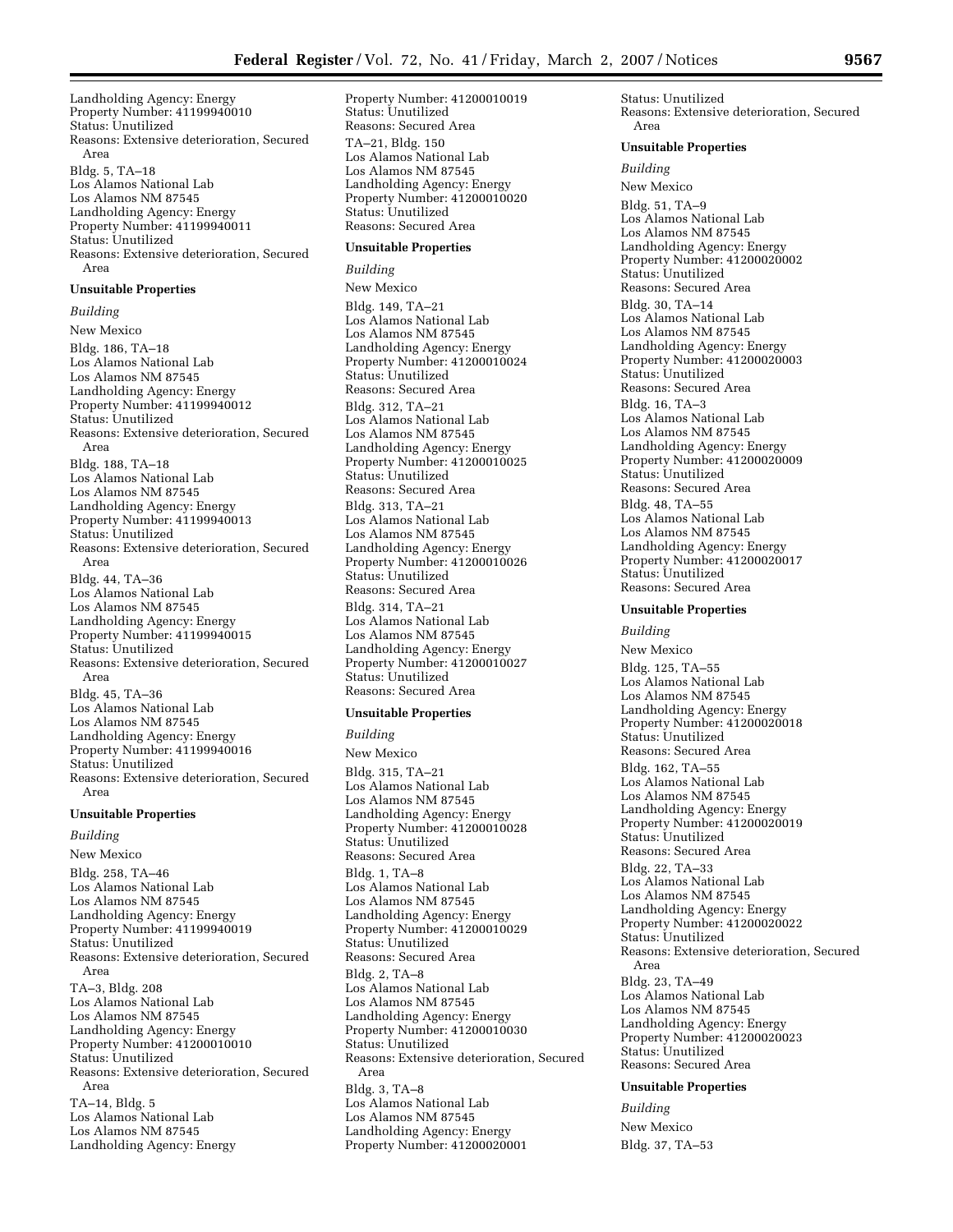Landholding Agency: Energy
Property Number: 41199940010
Status: Unutilized
Reasons: Extensive deterioration, Secured Area

Bldg. 5, TA–18
Los Alamos National Lab
Los Alamos NM 87545
Landholding Agency: Energy
Property Number: 41199940011
Status: Unutilized
Reasons: Extensive deterioration, Secured Area

**Unsuitable Properties**

*Building*

New Mexico

Bldg. 186, TA–18
Los Alamos National Lab
Los Alamos NM 87545
Landholding Agency: Energy
Property Number: 41199940012
Status: Unutilized
Reasons: Extensive deterioration, Secured Area

Bldg. 188, TA–18
Los Alamos National Lab
Los Alamos NM 87545
Landholding Agency: Energy
Property Number: 41199940013
Status: Unutilized
Reasons: Extensive deterioration, Secured Area

Bldg. 44, TA–36
Los Alamos National Lab
Los Alamos NM 87545
Landholding Agency: Energy
Property Number: 41199940015
Status: Unutilized
Reasons: Extensive deterioration, Secured Area

Bldg. 45, TA–36
Los Alamos National Lab
Los Alamos NM 87545
Landholding Agency: Energy
Property Number: 41199940016
Status: Unutilized
Reasons: Extensive deterioration, Secured Area

**Unsuitable Properties**

*Building*

New Mexico

Bldg. 258, TA–46
Los Alamos National Lab
Los Alamos NM 87545
Landholding Agency: Energy
Property Number: 41199940019
Status: Unutilized
Reasons: Extensive deterioration, Secured Area

TA–3, Bldg. 208
Los Alamos National Lab
Los Alamos NM 87545
Landholding Agency: Energy
Property Number: 41200010010
Status: Unutilized
Reasons: Extensive deterioration, Secured Area

TA–14, Bldg. 5
Los Alamos National Lab
Los Alamos NM 87545
Landholding Agency: Energy
Property Number: 41200010019
Status: Unutilized
Reasons: Secured Area

TA–21, Bldg. 150
Los Alamos National Lab
Los Alamos NM 87545
Landholding Agency: Energy
Property Number: 41200010020
Status: Unutilized
Reasons: Secured Area

**Unsuitable Properties**

*Building*

New Mexico

Bldg. 149, TA–21
Los Alamos National Lab
Los Alamos NM 87545
Landholding Agency: Energy
Property Number: 41200010024
Status: Unutilized
Reasons: Secured Area

Bldg. 312, TA–21
Los Alamos National Lab
Los Alamos NM 87545
Landholding Agency: Energy
Property Number: 41200010025
Status: Unutilized
Reasons: Secured Area

Bldg. 313, TA–21
Los Alamos National Lab
Los Alamos NM 87545
Landholding Agency: Energy
Property Number: 41200010026
Status: Unutilized
Reasons: Secured Area

Bldg. 314, TA–21
Los Alamos National Lab
Los Alamos NM 87545
Landholding Agency: Energy
Property Number: 41200010027
Status: Unutilized
Reasons: Secured Area

**Unsuitable Properties**

*Building*

New Mexico

Bldg. 315, TA–21
Los Alamos National Lab
Los Alamos NM 87545
Landholding Agency: Energy
Property Number: 41200010028
Status: Unutilized
Reasons: Secured Area

Bldg. 1, TA–8
Los Alamos National Lab
Los Alamos NM 87545
Landholding Agency: Energy
Property Number: 41200010029
Status: Unutilized
Reasons: Secured Area

Bldg. 2, TA–8
Los Alamos National Lab
Los Alamos NM 87545
Landholding Agency: Energy
Property Number: 41200010030
Status: Unutilized
Reasons: Extensive deterioration, Secured Area

Bldg. 3, TA–8
Los Alamos National Lab
Los Alamos NM 87545
Landholding Agency: Energy
Property Number: 41200020001
Status: Unutilized
Reasons: Extensive deterioration, Secured Area

**Unsuitable Properties**

*Building*

New Mexico

Bldg. 51, TA–9
Los Alamos National Lab
Los Alamos NM 87545
Landholding Agency: Energy
Property Number: 41200020002
Status: Unutilized
Reasons: Secured Area

Bldg. 30, TA–14
Los Alamos National Lab
Los Alamos NM 87545
Landholding Agency: Energy
Property Number: 41200020003
Status: Unutilized
Reasons: Secured Area

Bldg. 16, TA–3
Los Alamos National Lab
Los Alamos NM 87545
Landholding Agency: Energy
Property Number: 41200020009
Status: Unutilized
Reasons: Secured Area

Bldg. 48, TA–55
Los Alamos National Lab
Los Alamos NM 87545
Landholding Agency: Energy
Property Number: 41200020017
Status: Unutilized
Reasons: Secured Area

**Unsuitable Properties**

*Building*

New Mexico

Bldg. 125, TA–55
Los Alamos National Lab
Los Alamos NM 87545
Landholding Agency: Energy
Property Number: 41200020018
Status: Unutilized
Reasons: Secured Area

Bldg. 162, TA–55
Los Alamos National Lab
Los Alamos NM 87545
Landholding Agency: Energy
Property Number: 41200020019
Status: Unutilized
Reasons: Secured Area

Bldg. 22, TA–33
Los Alamos National Lab
Los Alamos NM 87545
Landholding Agency: Energy
Property Number: 41200020022
Status: Unutilized
Reasons: Extensive deterioration, Secured Area

Bldg. 23, TA–49
Los Alamos National Lab
Los Alamos NM 87545
Landholding Agency: Energy
Property Number: 41200020023
Status: Unutilized
Reasons: Secured Area

**Unsuitable Properties**

*Building*

New Mexico

Bldg. 37, TA–53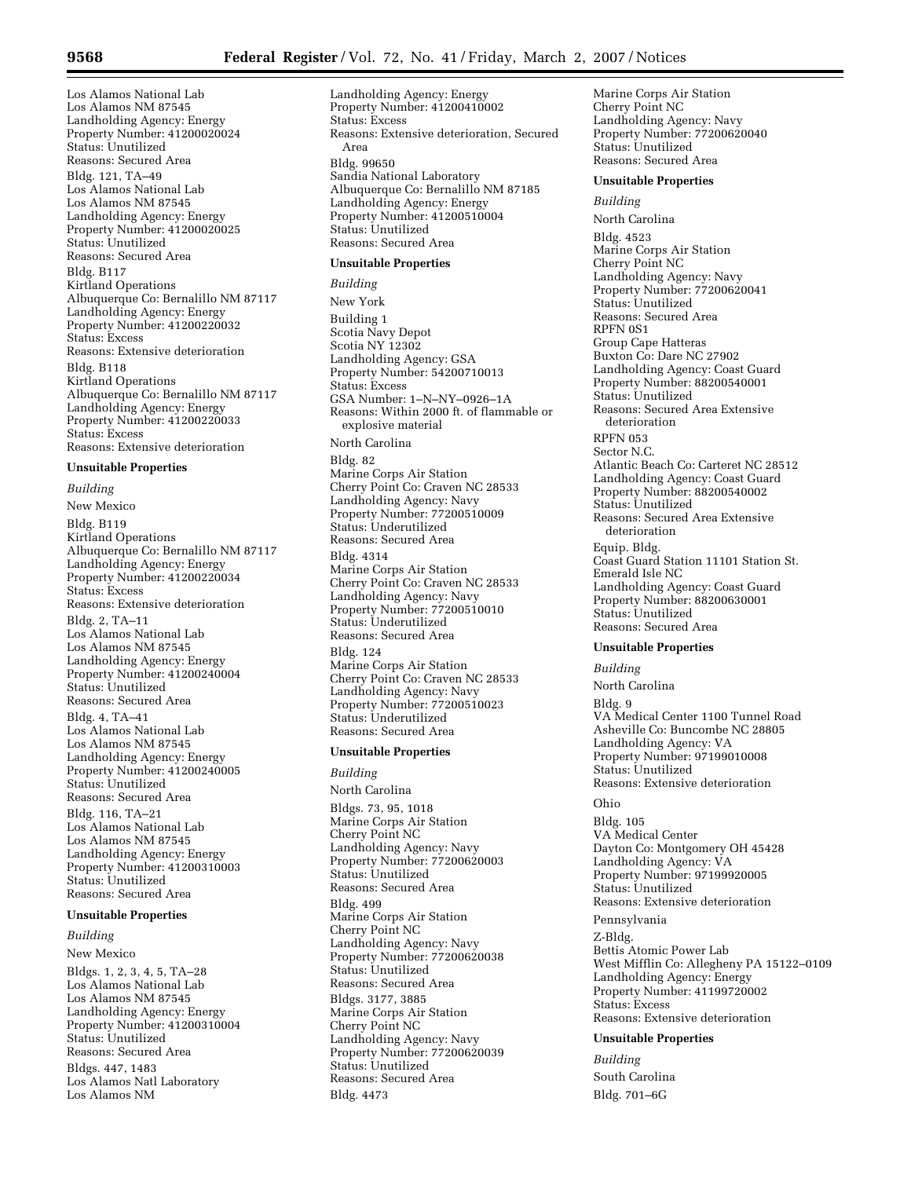Los Alamos National Lab
Los Alamos NM 87545
Landholding Agency: Energy
Property Number: 41200020024
Status: Unutilized
Reasons: Secured Area

Bldg. 121, TA–49
Los Alamos National Lab
Los Alamos NM 87545
Landholding Agency: Energy
Property Number: 41200020025
Status: Unutilized
Reasons: Secured Area

Bldg. B117
Kirtland Operations
Albuquerque Co: Bernalillo NM 87117
Landholding Agency: Energy
Property Number: 41200220032
Status: Excess
Reasons: Extensive deterioration

Bldg. B118
Kirtland Operations
Albuquerque Co: Bernalillo NM 87117
Landholding Agency: Energy
Property Number: 41200220033
Status: Excess
Reasons: Extensive deterioration

**Unsuitable Properties**

*Building*

New Mexico

Bldg. B119
Kirtland Operations
Albuquerque Co: Bernalillo NM 87117
Landholding Agency: Energy
Property Number: 41200220034
Status: Excess
Reasons: Extensive deterioration

Bldg. 2, TA–11
Los Alamos National Lab
Los Alamos NM 87545
Landholding Agency: Energy
Property Number: 41200240004
Status: Unutilized
Reasons: Secured Area

Bldg. 4, TA–41
Los Alamos National Lab
Los Alamos NM 87545
Landholding Agency: Energy
Property Number: 41200240005
Status: Unutilized
Reasons: Secured Area

Bldg. 116, TA–21
Los Alamos National Lab
Los Alamos NM 87545
Landholding Agency: Energy
Property Number: 41200310003
Status: Unutilized
Reasons: Secured Area

**Unsuitable Properties**

*Building*

New Mexico

Bldgs. 1, 2, 3, 4, 5, TA–28
Los Alamos National Lab
Los Alamos NM 87545
Landholding Agency: Energy
Property Number: 41200310004
Status: Unutilized
Reasons: Secured Area

Bldgs. 447, 1483
Los Alamos Natl Laboratory
Los Alamos NM
Landholding Agency: Energy
Property Number: 41200410002
Status: Excess
Reasons: Extensive deterioration, Secured Area

Bldg. 99650
Sandia National Laboratory
Albuquerque Co: Bernalillo NM 87185
Landholding Agency: Energy
Property Number: 41200510004
Status: Unutilized
Reasons: Secured Area

**Unsuitable Properties**

*Building*

New York

Building 1
Scotia Navy Depot
Scotia NY 12302
Landholding Agency: GSA
Property Number: 54200710013
Status: Excess
GSA Number: 1–N–NY–0926–1A
Reasons: Within 2000 ft. of flammable or explosive material

North Carolina

Bldg. 82
Marine Corps Air Station
Cherry Point Co: Craven NC 28533
Landholding Agency: Navy
Property Number: 77200510009
Status: Underutilized
Reasons: Secured Area

Bldg. 4314
Marine Corps Air Station
Cherry Point Co: Craven NC 28533
Landholding Agency: Navy
Property Number: 77200510010
Status: Underutilized
Reasons: Secured Area

Bldg. 124
Marine Corps Air Station
Cherry Point Co: Craven NC 28533
Landholding Agency: Navy
Property Number: 77200510023
Status: Underutilized
Reasons: Secured Area

**Unsuitable Properties**

*Building*

North Carolina

Bldgs. 73, 95, 1018
Marine Corps Air Station
Cherry Point NC
Landholding Agency: Navy
Property Number: 77200620003
Status: Unutilized
Reasons: Secured Area

Bldg. 499
Marine Corps Air Station
Cherry Point NC
Landholding Agency: Navy
Property Number: 77200620038
Status: Unutilized
Reasons: Secured Area

Bldgs. 3177, 3885
Marine Corps Air Station
Cherry Point NC
Landholding Agency: Navy
Property Number: 77200620039
Status: Unutilized
Reasons: Secured Area

Bldg. 4473
Marine Corps Air Station
Cherry Point NC
Landholding Agency: Navy
Property Number: 77200620040
Status: Unutilized
Reasons: Secured Area

**Unsuitable Properties**

*Building*

North Carolina

Bldg. 4523
Marine Corps Air Station
Cherry Point NC
Landholding Agency: Navy
Property Number: 77200620041
Status: Unutilized
Reasons: Secured Area

RPFN 0S1
Group Cape Hatteras
Buxton Co: Dare NC 27902
Landholding Agency: Coast Guard
Property Number: 88200540001
Status: Unutilized
Reasons: Secured Area Extensive deterioration

RPFN 053
Sector N.C.
Atlantic Beach Co: Carteret NC 28512
Landholding Agency: Coast Guard
Property Number: 88200540002
Status: Unutilized
Reasons: Secured Area Extensive deterioration

Equip. Bldg.
Coast Guard Station 11101 Station St.
Emerald Isle NC
Landholding Agency: Coast Guard
Property Number: 88200630001
Status: Unutilized
Reasons: Secured Area

**Unsuitable Properties**

*Building*

North Carolina

Bldg. 9
VA Medical Center 1100 Tunnel Road
Asheville Co: Buncombe NC 28805
Landholding Agency: VA
Property Number: 97199010008
Status: Unutilized
Reasons: Extensive deterioration

Ohio

Bldg. 105
VA Medical Center
Dayton Co: Montgomery OH 45428
Landholding Agency: VA
Property Number: 97199920005
Status: Unutilized
Reasons: Extensive deterioration

Pennsylvania

Z-Bldg.
Bettis Atomic Power Lab
West Mifflin Co: Allegheny PA 15122–0109
Landholding Agency: Energy
Property Number: 41199720002
Status: Excess
Reasons: Extensive deterioration

**Unsuitable Properties**

*Building*

South Carolina

Bldg. 701–6G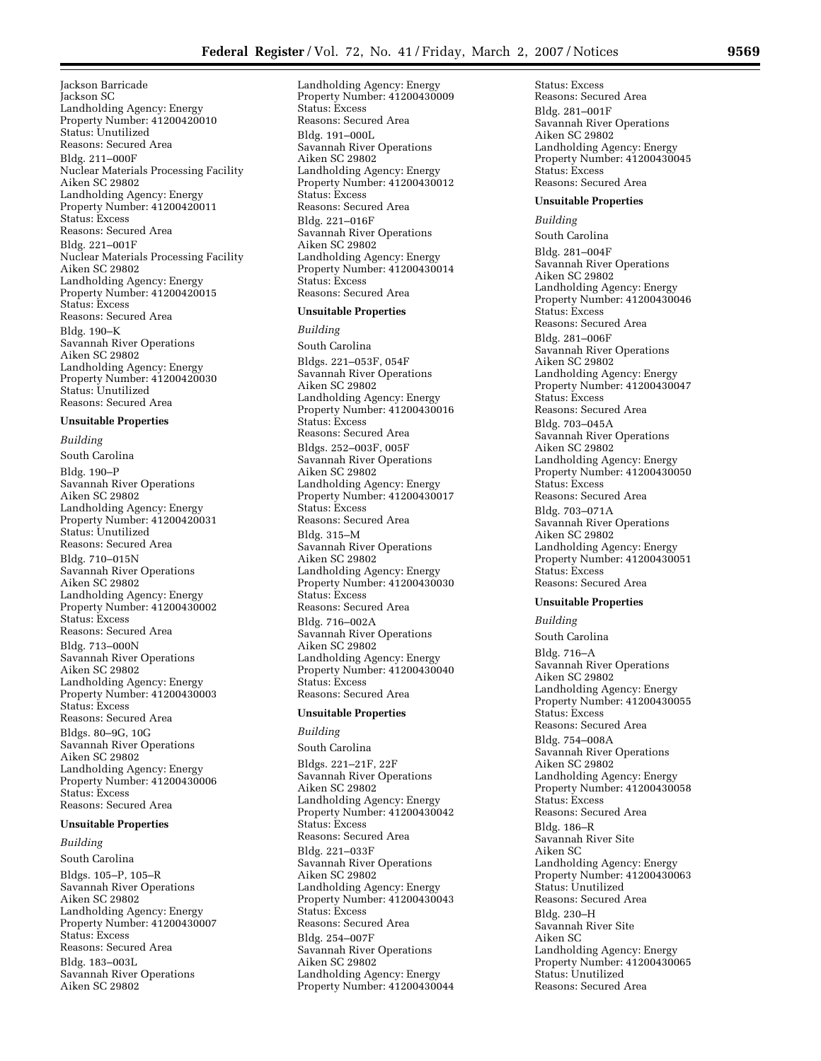Jackson Barricade
Jackson SC
Landholding Agency: Energy
Property Number: 41200420010
Status: Unutilized
Reasons: Secured Area

Bldg. 211–000F
Nuclear Materials Processing Facility
Aiken SC 29802
Landholding Agency: Energy
Property Number: 41200420011
Status: Excess
Reasons: Secured Area

Bldg. 221–001F
Nuclear Materials Processing Facility
Aiken SC 29802
Landholding Agency: Energy
Property Number: 41200420015
Status: Excess
Reasons: Secured Area

Bldg. 190–K
Savannah River Operations
Aiken SC 29802
Landholding Agency: Energy
Property Number: 41200420030
Status: Unutilized
Reasons: Secured Area

**Unsuitable Properties**

*Building*

South Carolina

Bldg. 190–P
Savannah River Operations
Aiken SC 29802
Landholding Agency: Energy
Property Number: 41200420031
Status: Unutilized
Reasons: Secured Area

Bldg. 710–015N
Savannah River Operations
Aiken SC 29802
Landholding Agency: Energy
Property Number: 41200430002
Status: Excess
Reasons: Secured Area

Bldg. 713–000N
Savannah River Operations
Aiken SC 29802
Landholding Agency: Energy
Property Number: 41200430003
Status: Excess
Reasons: Secured Area

Bldgs. 80–9G, 10G
Savannah River Operations
Aiken SC 29802
Landholding Agency: Energy
Property Number: 41200430006
Status: Excess
Reasons: Secured Area

**Unsuitable Properties**

*Building*

South Carolina

Bldgs. 105–P, 105–R
Savannah River Operations
Aiken SC 29802
Landholding Agency: Energy
Property Number: 41200430007
Status: Excess
Reasons: Secured Area

Bldg. 183–003L
Savannah River Operations
Aiken SC 29802
Landholding Agency: Energy
Property Number: 41200430009
Status: Excess
Reasons: Secured Area

Bldg. 191–000L
Savannah River Operations
Aiken SC 29802
Landholding Agency: Energy
Property Number: 41200430012
Status: Excess
Reasons: Secured Area

Bldg. 221–016F
Savannah River Operations
Aiken SC 29802
Landholding Agency: Energy
Property Number: 41200430014
Status: Excess
Reasons: Secured Area

**Unsuitable Properties**

*Building*

South Carolina

Bldgs. 221–053F, 054F
Savannah River Operations
Aiken SC 29802
Landholding Agency: Energy
Property Number: 41200430016
Status: Excess
Reasons: Secured Area

Bldgs. 252–003F, 005F
Savannah River Operations
Aiken SC 29802
Landholding Agency: Energy
Property Number: 41200430017
Status: Excess
Reasons: Secured Area

Bldg. 315–M
Savannah River Operations
Aiken SC 29802
Landholding Agency: Energy
Property Number: 41200430030
Status: Excess
Reasons: Secured Area

Bldg. 716–002A
Savannah River Operations
Aiken SC 29802
Landholding Agency: Energy
Property Number: 41200430040
Status: Excess
Reasons: Secured Area

**Unsuitable Properties**

*Building*

South Carolina

Bldgs. 221–21F, 22F
Savannah River Operations
Aiken SC 29802
Landholding Agency: Energy
Property Number: 41200430042
Status: Excess
Reasons: Secured Area

Bldg. 221–033F
Savannah River Operations
Aiken SC 29802
Landholding Agency: Energy
Property Number: 41200430043
Status: Excess
Reasons: Secured Area

Bldg. 254–007F
Savannah River Operations
Aiken SC 29802
Landholding Agency: Energy
Property Number: 41200430044
Status: Excess
Reasons: Secured Area

Bldg. 281–001F
Savannah River Operations
Aiken SC 29802
Landholding Agency: Energy
Property Number: 41200430045
Status: Excess
Reasons: Secured Area

**Unsuitable Properties**

*Building*

South Carolina

Bldg. 281–004F
Savannah River Operations
Aiken SC 29802
Landholding Agency: Energy
Property Number: 41200430046
Status: Excess
Reasons: Secured Area

Bldg. 281–006F
Savannah River Operations
Aiken SC 29802
Landholding Agency: Energy
Property Number: 41200430047
Status: Excess
Reasons: Secured Area

Bldg. 703–045A
Savannah River Operations
Aiken SC 29802
Landholding Agency: Energy
Property Number: 41200430050
Status: Excess
Reasons: Secured Area

Bldg. 703–071A
Savannah River Operations
Aiken SC 29802
Landholding Agency: Energy
Property Number: 41200430051
Status: Excess
Reasons: Secured Area

**Unsuitable Properties**

*Building*

South Carolina

Bldg. 716–A
Savannah River Operations
Aiken SC 29802
Landholding Agency: Energy
Property Number: 41200430055
Status: Excess
Reasons: Secured Area

Bldg. 754–008A
Savannah River Operations
Aiken SC 29802
Landholding Agency: Energy
Property Number: 41200430058
Status: Excess
Reasons: Secured Area

Bldg. 186–R
Savannah River Site
Aiken SC
Landholding Agency: Energy
Property Number: 41200430063
Status: Unutilized
Reasons: Secured Area

Bldg. 230–H
Savannah River Site
Aiken SC
Landholding Agency: Energy
Property Number: 41200430065
Status: Unutilized
Reasons: Secured Area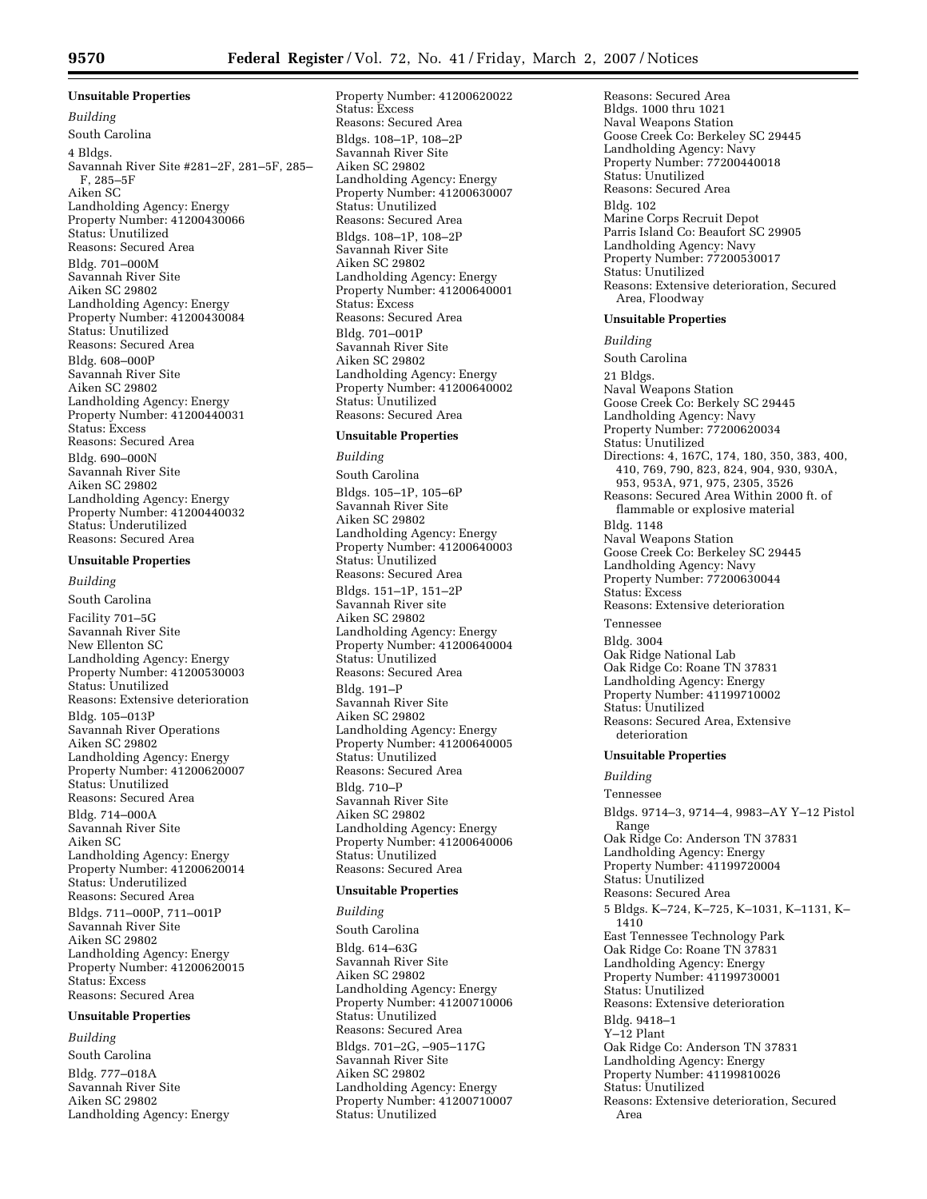**Unsuitable Properties**

*Building*

South Carolina

4 Bldgs.
Savannah River Site #281–2F, 281–5F, 285–F, 285–5F
Aiken SC
Landholding Agency: Energy
Property Number: 41200430066
Status: Unutilized
Reasons: Secured Area

Bldg. 701–000M
Savannah River Site
Aiken SC 29802
Landholding Agency: Energy
Property Number: 41200430084
Status: Unutilized
Reasons: Secured Area

Bldg. 608–000P
Savannah River Site
Aiken SC 29802
Landholding Agency: Energy
Property Number: 41200440031
Status: Excess
Reasons: Secured Area

Bldg. 690–000N
Savannah River Site
Aiken SC 29802
Landholding Agency: Energy
Property Number: 41200440032
Status: Underutilized
Reasons: Secured Area

**Unsuitable Properties**

*Building*

South Carolina

Facility 701–5G
Savannah River Site
New Ellenton SC
Landholding Agency: Energy
Property Number: 41200530003
Status: Unutilized
Reasons: Extensive deterioration

Bldg. 105–013P
Savannah River Operations
Aiken SC 29802
Landholding Agency: Energy
Property Number: 41200620007
Status: Unutilized
Reasons: Secured Area

Bldg. 714–000A
Savannah River Site
Aiken SC
Landholding Agency: Energy
Property Number: 41200620014
Status: Underutilized
Reasons: Secured Area

Bldgs. 711–000P, 711–001P
Savannah River Site
Aiken SC 29802
Landholding Agency: Energy
Property Number: 41200620015
Status: Excess
Reasons: Secured Area

**Unsuitable Properties**

*Building*

South Carolina

Bldg. 777–018A
Savannah River Site
Aiken SC 29802
Landholding Agency: Energy
Property Number: 41200620022
Status: Excess
Reasons: Secured Area

Bldgs. 108–1P, 108–2P
Savannah River Site
Aiken SC 29802
Landholding Agency: Energy
Property Number: 41200630007
Status: Unutilized
Reasons: Secured Area

Bldgs. 108–1P, 108–2P
Savannah River Site
Aiken SC 29802
Landholding Agency: Energy
Property Number: 41200640001
Status: Excess
Reasons: Secured Area

Bldg. 701–001P
Savannah River Site
Aiken SC 29802
Landholding Agency: Energy
Property Number: 41200640002
Status: Unutilized
Reasons: Secured Area

**Unsuitable Properties**

*Building*

South Carolina

Bldgs. 105–1P, 105–6P
Savannah River Site
Aiken SC 29802
Landholding Agency: Energy
Property Number: 41200640003
Status: Unutilized
Reasons: Secured Area

Bldgs. 151–1P, 151–2P
Savannah River site
Aiken SC 29802
Landholding Agency: Energy
Property Number: 41200640004
Status: Unutilized
Reasons: Secured Area

Bldg. 191–P
Savannah River Site
Aiken SC 29802
Landholding Agency: Energy
Property Number: 41200640005
Status: Unutilized
Reasons: Secured Area

Bldg. 710–P
Savannah River Site
Aiken SC 29802
Landholding Agency: Energy
Property Number: 41200640006
Status: Unutilized
Reasons: Secured Area

**Unsuitable Properties**

*Building*

South Carolina

Bldg. 614–63G
Savannah River Site
Aiken SC 29802
Landholding Agency: Energy
Property Number: 41200710006
Status: Unutilized
Reasons: Secured Area

Bldgs. 701–2G, –905–117G
Savannah River Site
Aiken SC 29802
Landholding Agency: Energy
Property Number: 41200710007
Status: Unutilized
Reasons: Secured Area

Bldgs. 1000 thru 1021
Naval Weapons Station
Goose Creek Co: Berkeley SC 29445
Landholding Agency: Navy
Property Number: 77200440018
Status: Unutilized
Reasons: Secured Area

Bldg. 102
Marine Corps Recruit Depot
Parris Island Co: Beaufort SC 29905
Landholding Agency: Navy
Property Number: 77200530017
Status: Unutilized
Reasons: Extensive deterioration, Secured Area, Floodway

**Unsuitable Properties**

*Building*

South Carolina

21 Bldgs.
Naval Weapons Station
Goose Creek Co: Berkely SC 29445
Landholding Agency: Navy
Property Number: 77200620034
Status: Unutilized
Directions: 4, 167C, 174, 180, 350, 383, 400, 410, 769, 790, 823, 824, 904, 930, 930A, 953, 953A, 971, 975, 2305, 3526
Reasons: Secured Area Within 2000 ft. of flammable or explosive material

Bldg. 1148
Naval Weapons Station
Goose Creek Co: Berkeley SC 29445
Landholding Agency: Navy
Property Number: 77200630044
Status: Excess
Reasons: Extensive deterioration

Tennessee

Bldg. 3004
Oak Ridge National Lab
Oak Ridge Co: Roane TN 37831
Landholding Agency: Energy
Property Number: 41199710002
Status: Unutilized
Reasons: Secured Area, Extensive deterioration

**Unsuitable Properties**

*Building*

Tennessee

Bldgs. 9714–3, 9714–4, 9983–AY Y–12 Pistol Range
Oak Ridge Co: Anderson TN 37831
Landholding Agency: Energy
Property Number: 41199720004
Status: Unutilized
Reasons: Secured Area

5 Bldgs. K–724, K–725, K–1031, K–1131, K–1410
East Tennessee Technology Park
Oak Ridge Co: Roane TN 37831
Landholding Agency: Energy
Property Number: 41199730001
Status: Unutilized
Reasons: Extensive deterioration

Bldg. 9418–1
Y–12 Plant
Oak Ridge Co: Anderson TN 37831
Landholding Agency: Energy
Property Number: 41199810026
Status: Unutilized
Reasons: Extensive deterioration, Secured Area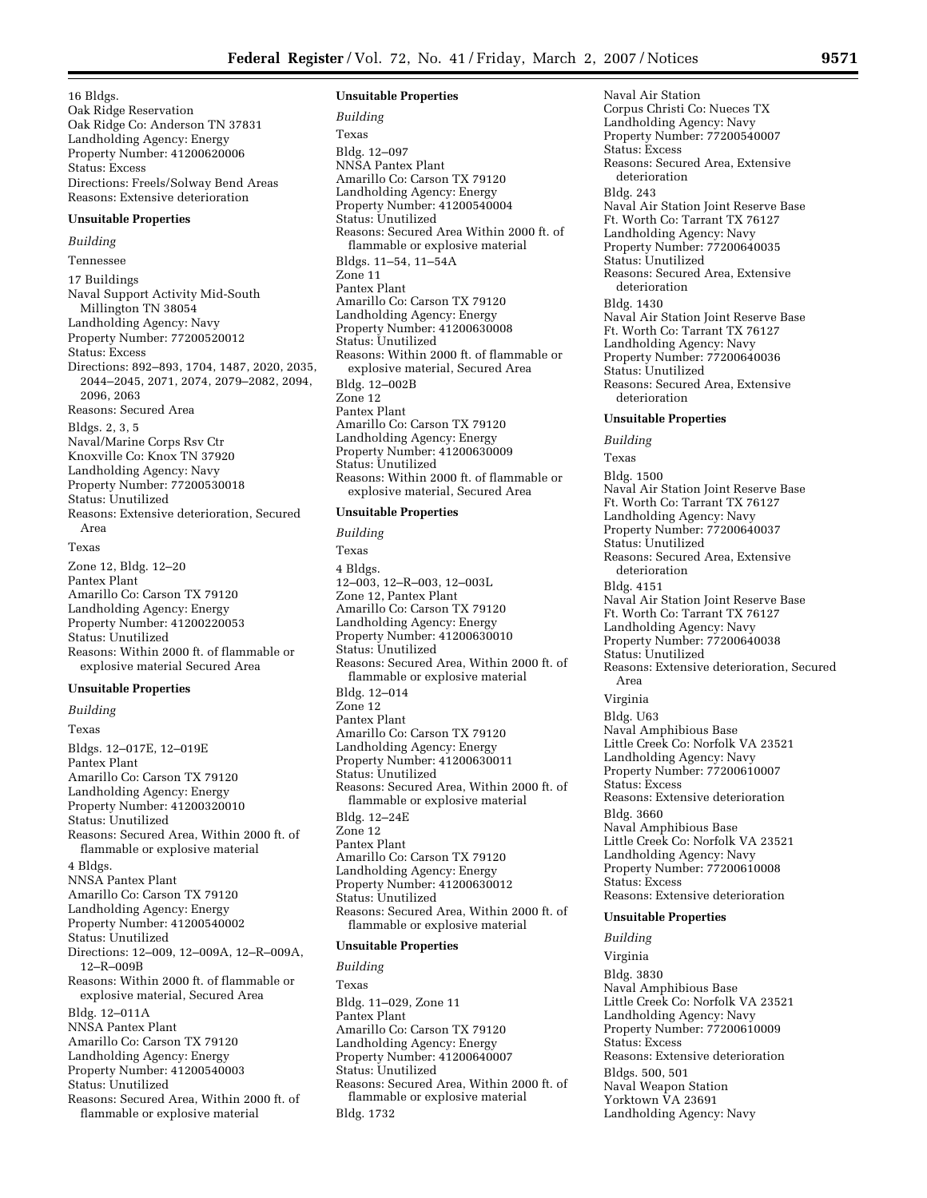16 Bldgs.
Oak Ridge Reservation
Oak Ridge Co: Anderson TN 37831
Landholding Agency: Energy
Property Number: 41200620006
Status: Excess
Directions: Freels/Solway Bend Areas
Reasons: Extensive deterioration

**Unsuitable Properties**

*Building*

Tennessee

17 Buildings
Naval Support Activity Mid-South
Millington TN 38054
Landholding Agency: Navy
Property Number: 77200520012
Status: Excess
Directions: 892–893, 1704, 1487, 2020, 2035, 2044–2045, 2071, 2074, 2079–2082, 2094, 2096, 2063
Reasons: Secured Area

Bldgs. 2, 3, 5
Naval/Marine Corps Rsv Ctr
Knoxville Co: Knox TN 37920
Landholding Agency: Navy
Property Number: 77200530018
Status: Unutilized
Reasons: Extensive deterioration, Secured Area

Texas

Zone 12, Bldg. 12–20
Pantex Plant
Amarillo Co: Carson TX 79120
Landholding Agency: Energy
Property Number: 41200220053
Status: Unutilized
Reasons: Within 2000 ft. of flammable or explosive material Secured Area

**Unsuitable Properties**

*Building*

Texas

Bldgs. 12–017E, 12–019E
Pantex Plant
Amarillo Co: Carson TX 79120
Landholding Agency: Energy
Property Number: 41200320010
Status: Unutilized
Reasons: Secured Area, Within 2000 ft. of flammable or explosive material

4 Bldgs.
NNSA Pantex Plant
Amarillo Co: Carson TX 79120
Landholding Agency: Energy
Property Number: 41200540002
Status: Unutilized
Directions: 12–009, 12–009A, 12–R–009A, 12–R–009B
Reasons: Within 2000 ft. of flammable or explosive material, Secured Area

Bldg. 12–011A
NNSA Pantex Plant
Amarillo Co: Carson TX 79120
Landholding Agency: Energy
Property Number: 41200540003
Status: Unutilized
Reasons: Secured Area, Within 2000 ft. of flammable or explosive material

**Unsuitable Properties**

*Building*

Texas

Bldg. 12–097
NNSA Pantex Plant
Amarillo Co: Carson TX 79120
Landholding Agency: Energy
Property Number: 41200540004
Status: Unutilized
Reasons: Secured Area Within 2000 ft. of flammable or explosive material

Bldgs. 11–54, 11–54A
Zone 11
Pantex Plant
Amarillo Co: Carson TX 79120
Landholding Agency: Energy
Property Number: 41200630008
Status: Unutilized
Reasons: Within 2000 ft. of flammable or explosive material, Secured Area

Bldg. 12–002B
Zone 12
Pantex Plant
Amarillo Co: Carson TX 79120
Landholding Agency: Energy
Property Number: 41200630009
Status: Unutilized
Reasons: Within 2000 ft. of flammable or explosive material, Secured Area

**Unsuitable Properties**

*Building*

Texas

4 Bldgs.
12–003, 12–R–003, 12–003L
Zone 12, Pantex Plant
Amarillo Co: Carson TX 79120
Landholding Agency: Energy
Property Number: 41200630010
Status: Unutilized
Reasons: Secured Area, Within 2000 ft. of flammable or explosive material

Bldg. 12–014
Zone 12
Pantex Plant
Amarillo Co: Carson TX 79120
Landholding Agency: Energy
Property Number: 41200630011
Status: Unutilized
Reasons: Secured Area, Within 2000 ft. of flammable or explosive material

Bldg. 12–24E
Zone 12
Pantex Plant
Amarillo Co: Carson TX 79120
Landholding Agency: Energy
Property Number: 41200630012
Status: Unutilized
Reasons: Secured Area, Within 2000 ft. of flammable or explosive material

**Unsuitable Properties**

*Building*

Texas

Bldg. 11–029, Zone 11
Pantex Plant
Amarillo Co: Carson TX 79120
Landholding Agency: Energy
Property Number: 41200640007
Status: Unutilized
Reasons: Secured Area, Within 2000 ft. of flammable or explosive material

Bldg. 1732
Naval Air Station
Corpus Christi Co: Nueces TX
Landholding Agency: Navy
Property Number: 77200540007
Status: Excess
Reasons: Secured Area, Extensive deterioration

Bldg. 243
Naval Air Station Joint Reserve Base
Ft. Worth Co: Tarrant TX 76127
Landholding Agency: Navy
Property Number: 77200640035
Status: Unutilized
Reasons: Secured Area, Extensive deterioration

Bldg. 1430
Naval Air Station Joint Reserve Base
Ft. Worth Co: Tarrant TX 76127
Landholding Agency: Navy
Property Number: 77200640036
Status: Unutilized
Reasons: Secured Area, Extensive deterioration

**Unsuitable Properties**

*Building*

Texas

Bldg. 1500
Naval Air Station Joint Reserve Base
Ft. Worth Co: Tarrant TX 76127
Landholding Agency: Navy
Property Number: 77200640037
Status: Unutilized
Reasons: Secured Area, Extensive deterioration

Bldg. 4151
Naval Air Station Joint Reserve Base
Ft. Worth Co: Tarrant TX 76127
Landholding Agency: Navy
Property Number: 77200640038
Status: Unutilized
Reasons: Extensive deterioration, Secured Area

Virginia

Bldg. U63
Naval Amphibious Base
Little Creek Co: Norfolk VA 23521
Landholding Agency: Navy
Property Number: 77200610007
Status: Excess
Reasons: Extensive deterioration

Bldg. 3660
Naval Amphibious Base
Little Creek Co: Norfolk VA 23521
Landholding Agency: Navy
Property Number: 77200610008
Status: Excess
Reasons: Extensive deterioration

**Unsuitable Properties**

*Building*

Virginia

Bldg. 3830
Naval Amphibious Base
Little Creek Co: Norfolk VA 23521
Landholding Agency: Navy
Property Number: 77200610009
Status: Excess
Reasons: Extensive deterioration

Bldgs. 500, 501
Naval Weapon Station
Yorktown VA 23691
Landholding Agency: Navy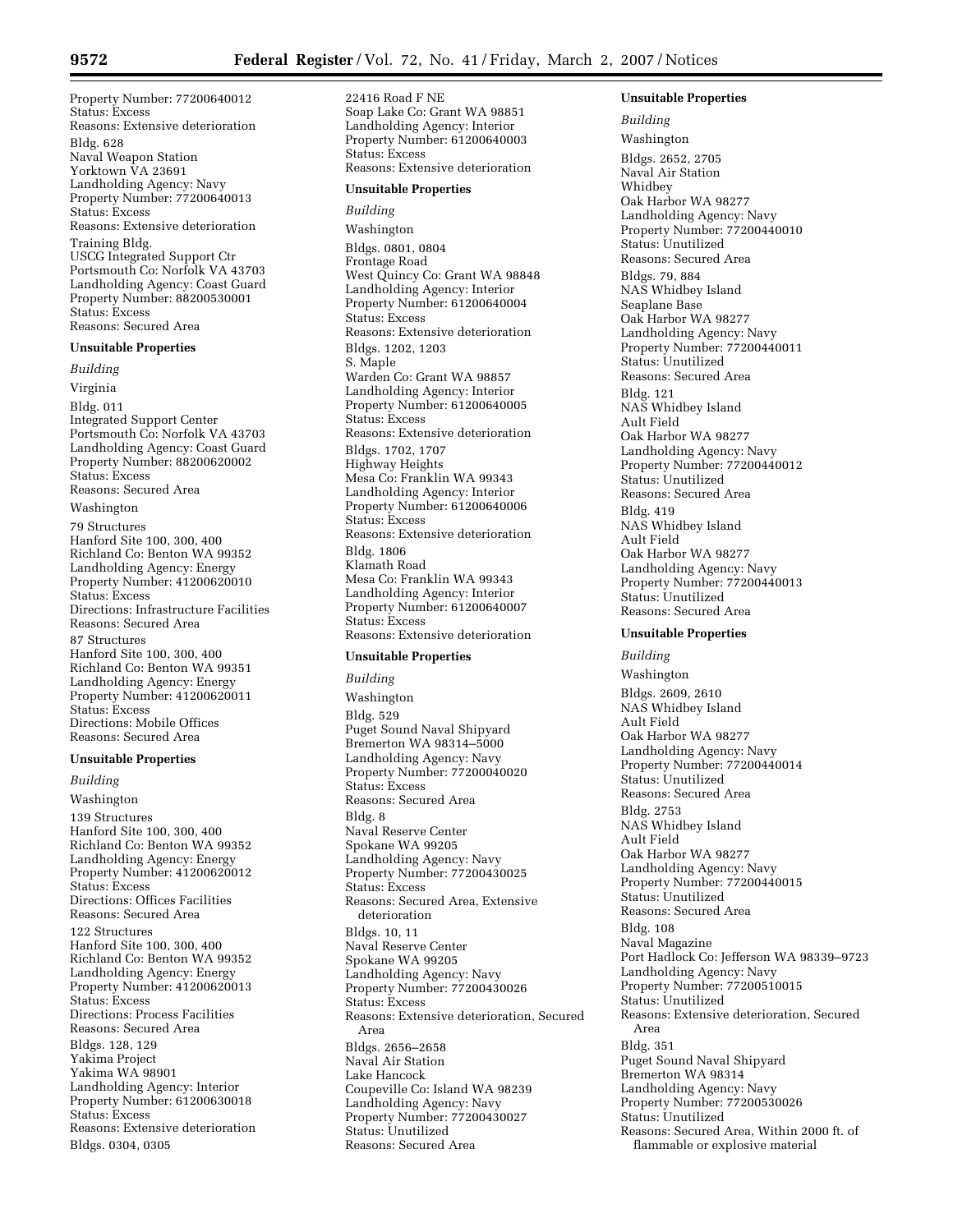Property Number: 77200640012
Status: Excess
Reasons: Extensive deterioration

Bldg. 628
Naval Weapon Station
Yorktown VA 23691
Landholding Agency: Navy
Property Number: 77200640013
Status: Excess
Reasons: Extensive deterioration

Training Bldg.
USCG Integrated Support Ctr
Portsmouth Co: Norfolk VA 43703
Landholding Agency: Coast Guard
Property Number: 88200530001
Status: Excess
Reasons: Secured Area

**Unsuitable Properties**

*Building*

Virginia

Bldg. 011
Integrated Support Center
Portsmouth Co: Norfolk VA 43703
Landholding Agency: Coast Guard
Property Number: 88200620002
Status: Excess
Reasons: Secured Area

Washington

79 Structures
Hanford Site 100, 300, 400
Richland Co: Benton WA 99352
Landholding Agency: Energy
Property Number: 41200620010
Status: Excess
Directions: Infrastructure Facilities
Reasons: Secured Area

87 Structures
Hanford Site 100, 300, 400
Richland Co: Benton WA 99351
Landholding Agency: Energy
Property Number: 41200620011
Status: Excess
Directions: Mobile Offices
Reasons: Secured Area

**Unsuitable Properties**

*Building*

Washington

139 Structures
Hanford Site 100, 300, 400
Richland Co: Benton WA 99352
Landholding Agency: Energy
Property Number: 41200620012
Status: Excess
Directions: Offices Facilities
Reasons: Secured Area

122 Structures
Hanford Site 100, 300, 400
Richland Co: Benton WA 99352
Landholding Agency: Energy
Property Number: 41200620013
Status: Excess
Directions: Process Facilities
Reasons: Secured Area

Bldgs. 128, 129
Yakima Project
Yakima WA 98901
Landholding Agency: Interior
Property Number: 61200630018
Status: Excess
Reasons: Extensive deterioration

Bldgs. 0304, 0305
22416 Road F NE
Soap Lake Co: Grant WA 98851
Landholding Agency: Interior
Property Number: 61200640003
Status: Excess
Reasons: Extensive deterioration

**Unsuitable Properties**

*Building*

Washington

Bldgs. 0801, 0804
Frontage Road
West Quincy Co: Grant WA 98848
Landholding Agency: Interior
Property Number: 61200640004
Status: Excess
Reasons: Extensive deterioration

Bldgs. 1202, 1203
S. Maple
Warden Co: Grant WA 98857
Landholding Agency: Interior
Property Number: 61200640005
Status: Excess
Reasons: Extensive deterioration

Bldgs. 1702, 1707
Highway Heights
Mesa Co: Franklin WA 99343
Landholding Agency: Interior
Property Number: 61200640006
Status: Excess
Reasons: Extensive deterioration

Bldg. 1806
Klamath Road
Mesa Co: Franklin WA 99343
Landholding Agency: Interior
Property Number: 61200640007
Status: Excess
Reasons: Extensive deterioration

**Unsuitable Properties**

*Building*

Washington

Bldg. 529
Puget Sound Naval Shipyard
Bremerton WA 98314–5000
Landholding Agency: Navy
Property Number: 77200040020
Status: Excess
Reasons: Secured Area

Bldg. 8
Naval Reserve Center
Spokane WA 99205
Landholding Agency: Navy
Property Number: 77200430025
Status: Excess
Reasons: Secured Area, Extensive deterioration

Bldgs. 10, 11
Naval Reserve Center
Spokane WA 99205
Landholding Agency: Navy
Property Number: 77200430026
Status: Excess
Reasons: Extensive deterioration, Secured Area

Bldgs. 2656–2658
Naval Air Station
Lake Hancock
Coupeville Co: Island WA 98239
Landholding Agency: Navy
Property Number: 77200430027
Status: Unutilized
Reasons: Secured Area

**Unsuitable Properties**

*Building*

Washington

Bldgs. 2652, 2705
Naval Air Station
Whidbey
Oak Harbor WA 98277
Landholding Agency: Navy
Property Number: 77200440010
Status: Unutilized
Reasons: Secured Area

Bldgs. 79, 884
NAS Whidbey Island
Seaplane Base
Oak Harbor WA 98277
Landholding Agency: Navy
Property Number: 77200440011
Status: Unutilized
Reasons: Secured Area

Bldg. 121
NAS Whidbey Island
Ault Field
Oak Harbor WA 98277
Landholding Agency: Navy
Property Number: 77200440012
Status: Unutilized
Reasons: Secured Area

Bldg. 419
NAS Whidbey Island
Ault Field
Oak Harbor WA 98277
Landholding Agency: Navy
Property Number: 77200440013
Status: Unutilized
Reasons: Secured Area

**Unsuitable Properties**

*Building*

Washington

Bldgs. 2609, 2610
NAS Whidbey Island
Ault Field
Oak Harbor WA 98277
Landholding Agency: Navy
Property Number: 77200440014
Status: Unutilized
Reasons: Secured Area

Bldg. 2753
NAS Whidbey Island
Ault Field
Oak Harbor WA 98277
Landholding Agency: Navy
Property Number: 77200440015
Status: Unutilized
Reasons: Secured Area

Bldg. 108
Naval Magazine
Port Hadlock Co: Jefferson WA 98339–9723
Landholding Agency: Navy
Property Number: 77200510015
Status: Unutilized
Reasons: Extensive deterioration, Secured Area

Bldg. 351
Puget Sound Naval Shipyard
Bremerton WA 98314
Landholding Agency: Navy
Property Number: 77200530026
Status: Unutilized
Reasons: Secured Area, Within 2000 ft. of flammable or explosive material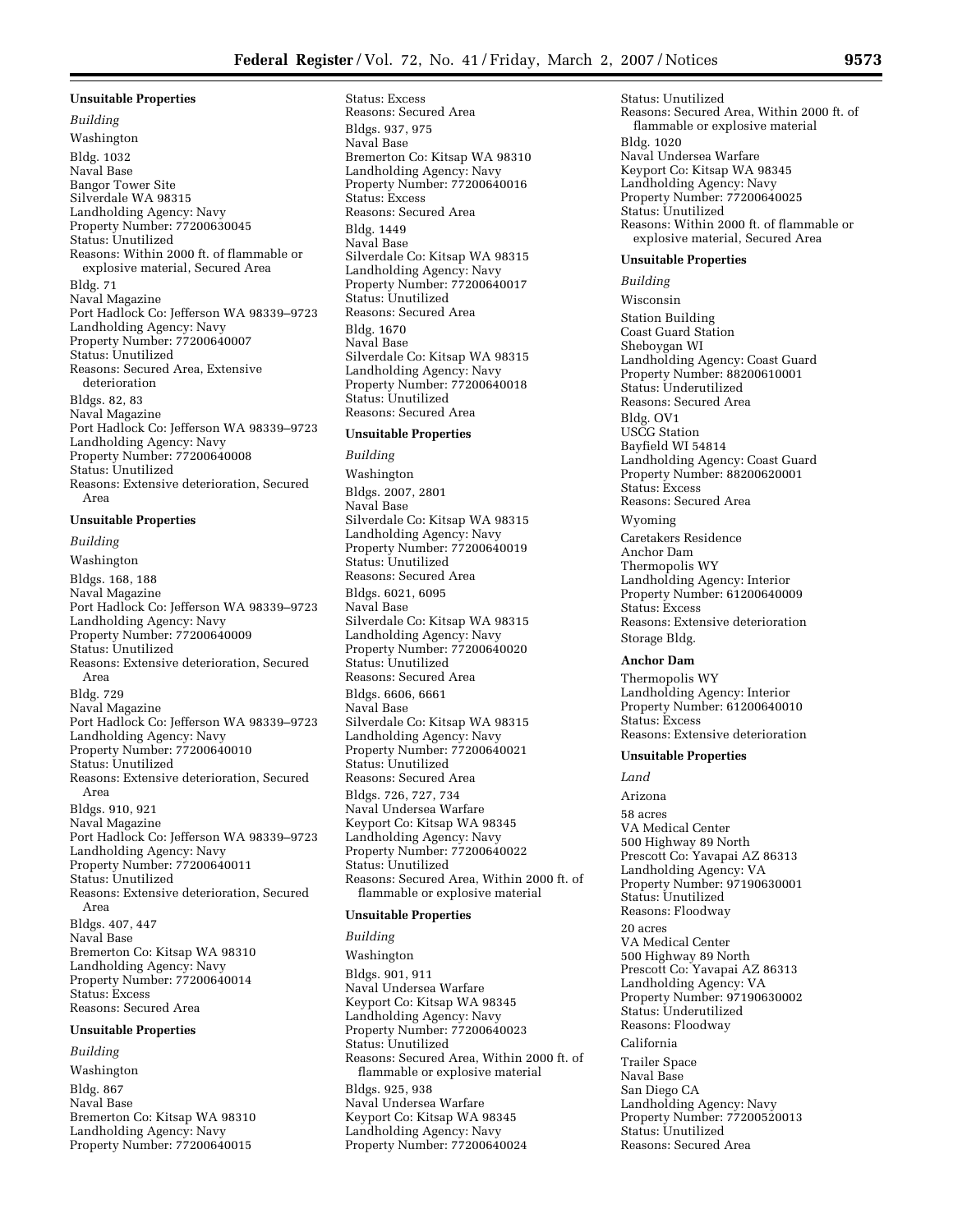**Unsuitable Properties**

*Building*

Washington

Bldg. 1032
Naval Base
Bangor Tower Site
Silverdale WA 98315
Landholding Agency: Navy
Property Number: 77200630045
Status: Unutilized
Reasons: Within 2000 ft. of flammable or explosive material, Secured Area

Bldg. 71
Naval Magazine
Port Hadlock Co: Jefferson WA 98339–9723
Landholding Agency: Navy
Property Number: 77200640007
Status: Unutilized
Reasons: Secured Area, Extensive deterioration

Bldgs. 82, 83
Naval Magazine
Port Hadlock Co: Jefferson WA 98339–9723
Landholding Agency: Navy
Property Number: 77200640008
Status: Unutilized
Reasons: Extensive deterioration, Secured Area

**Unsuitable Properties**

*Building*

Washington

Bldgs. 168, 188
Naval Magazine
Port Hadlock Co: Jefferson WA 98339–9723
Landholding Agency: Navy
Property Number: 77200640009
Status: Unutilized
Reasons: Extensive deterioration, Secured Area

Bldg. 729
Naval Magazine
Port Hadlock Co: Jefferson WA 98339–9723
Landholding Agency: Navy
Property Number: 77200640010
Status: Unutilized
Reasons: Extensive deterioration, Secured Area

Bldgs. 910, 921
Naval Magazine
Port Hadlock Co: Jefferson WA 98339–9723
Landholding Agency: Navy
Property Number: 77200640011
Status: Unutilized
Reasons: Extensive deterioration, Secured Area

Bldgs. 407, 447
Naval Base
Bremerton Co: Kitsap WA 98310
Landholding Agency: Navy
Property Number: 77200640014
Status: Excess
Reasons: Secured Area

**Unsuitable Properties**

*Building*

Washington

Bldg. 867
Naval Base
Bremerton Co: Kitsap WA 98310
Landholding Agency: Navy
Property Number: 77200640015
Status: Excess
Reasons: Secured Area

Bldgs. 937, 975
Naval Base
Bremerton Co: Kitsap WA 98310
Landholding Agency: Navy
Property Number: 77200640016
Status: Excess
Reasons: Secured Area

Bldg. 1449
Naval Base
Silverdale Co: Kitsap WA 98315
Landholding Agency: Navy
Property Number: 77200640017
Status: Unutilized
Reasons: Secured Area

Bldg. 1670
Naval Base
Silverdale Co: Kitsap WA 98315
Landholding Agency: Navy
Property Number: 77200640018
Status: Unutilized
Reasons: Secured Area

**Unsuitable Properties**

*Building*

Washington

Bldgs. 2007, 2801
Naval Base
Silverdale Co: Kitsap WA 98315
Landholding Agency: Navy
Property Number: 77200640019
Status: Unutilized
Reasons: Secured Area

Bldgs. 6021, 6095
Naval Base
Silverdale Co: Kitsap WA 98315
Landholding Agency: Navy
Property Number: 77200640020
Status: Unutilized
Reasons: Secured Area

Bldgs. 6606, 6661
Naval Base
Silverdale Co: Kitsap WA 98315
Landholding Agency: Navy
Property Number: 77200640021
Status: Unutilized
Reasons: Secured Area

Bldgs. 726, 727, 734
Naval Undersea Warfare
Keyport Co: Kitsap WA 98345
Landholding Agency: Navy
Property Number: 77200640022
Status: Unutilized
Reasons: Secured Area, Within 2000 ft. of flammable or explosive material

**Unsuitable Properties**

*Building*

Washington

Bldgs. 901, 911
Naval Undersea Warfare
Keyport Co: Kitsap WA 98345
Landholding Agency: Navy
Property Number: 77200640023
Status: Unutilized
Reasons: Secured Area, Within 2000 ft. of flammable or explosive material

Bldgs. 925, 938
Naval Undersea Warfare
Keyport Co: Kitsap WA 98345
Landholding Agency: Navy
Property Number: 77200640024
Status: Unutilized
Reasons: Secured Area, Within 2000 ft. of flammable or explosive material

Bldg. 1020
Naval Undersea Warfare
Keyport Co: Kitsap WA 98345
Landholding Agency: Navy
Property Number: 77200640025
Status: Unutilized
Reasons: Within 2000 ft. of flammable or explosive material, Secured Area

**Unsuitable Properties**

*Building*

Wisconsin

Station Building
Coast Guard Station
Sheboygan WI
Landholding Agency: Coast Guard
Property Number: 88200610001
Status: Underutilized
Reasons: Secured Area

Bldg. OV1
USCG Station
Bayfield WI 54814
Landholding Agency: Coast Guard
Property Number: 88200620001
Status: Excess
Reasons: Secured Area

Wyoming

Caretakers Residence
Anchor Dam
Thermopolis WY
Landholding Agency: Interior
Property Number: 61200640009
Status: Excess
Reasons: Extensive deterioration

Storage Bldg.

**Anchor Dam**

Thermopolis WY
Landholding Agency: Interior
Property Number: 61200640010
Status: Excess
Reasons: Extensive deterioration

**Unsuitable Properties**

*Land*

Arizona

58 acres
VA Medical Center
500 Highway 89 North
Prescott Co: Yavapai AZ 86313
Landholding Agency: VA
Property Number: 97190630001
Status: Unutilized
Reasons: Floodway

20 acres
VA Medical Center
500 Highway 89 North
Prescott Co: Yavapai AZ 86313
Landholding Agency: VA
Property Number: 97190630002
Status: Underutilized
Reasons: Floodway

California

Trailer Space
Naval Base
San Diego CA
Landholding Agency: Navy
Property Number: 77200520013
Status: Unutilized
Reasons: Secured Area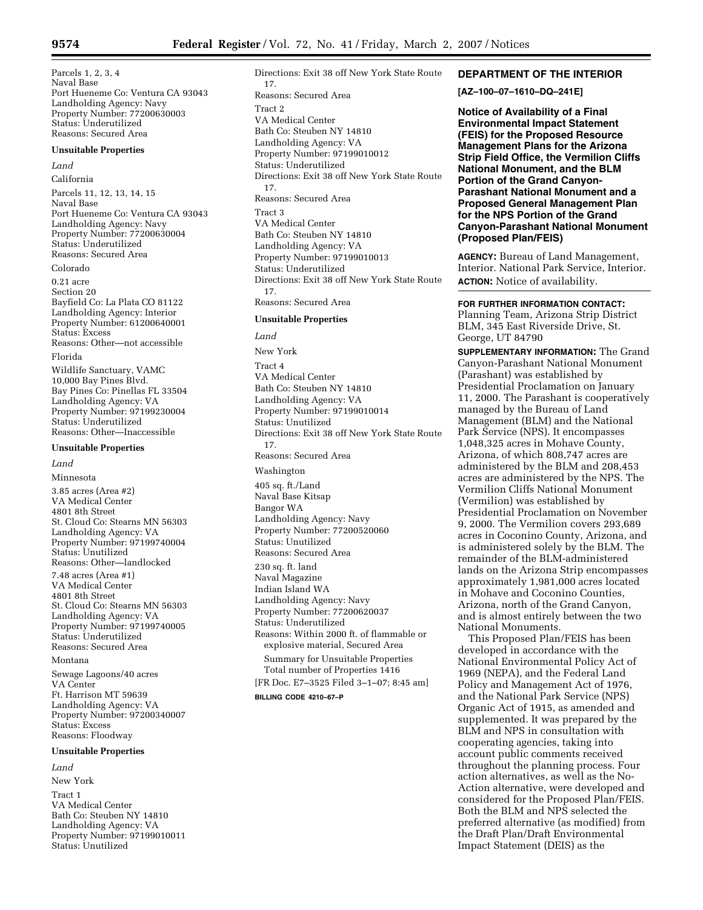Parcels 1, 2, 3, 4
Naval Base
Port Hueneme Co: Ventura CA 93043
Landholding Agency: Navy
Property Number: 77200630003
Status: Underutilized
Reasons: Secured Area

**Unsuitable Properties**

*Land*

California

Parcels 11, 12, 13, 14, 15
Naval Base
Port Hueneme Co: Ventura CA 93043
Landholding Agency: Navy
Property Number: 77200630004
Status: Underutilized
Reasons: Secured Area

Colorado

0.21 acre
Section 20
Bayfield Co: La Plata CO 81122
Landholding Agency: Interior
Property Number: 61200640001
Status: Excess
Reasons: Other—not accessible

Florida

Wildlife Sanctuary, VAMC
10,000 Bay Pines Blvd.
Bay Pines Co: Pinellas FL 33504
Landholding Agency: VA
Property Number: 97199230004
Status: Underutilized
Reasons: Other—Inaccessible

**Unsuitable Properties**

*Land*

Minnesota

3.85 acres (Area #2)
VA Medical Center
4801 8th Street
St. Cloud Co: Stearns MN 56303
Landholding Agency: VA
Property Number: 97199740004
Status: Unutilized
Reasons: Other—landlocked

7.48 acres (Area #1)
VA Medical Center
4801 8th Street
St. Cloud Co: Stearns MN 56303
Landholding Agency: VA
Property Number: 97199740005
Status: Underutilized
Reasons: Secured Area

Montana

Sewage Lagoons/40 acres
VA Center
Ft. Harrison MT 59639
Landholding Agency: VA
Property Number: 97200340007
Status: Excess
Reasons: Floodway

**Unsuitable Properties**

*Land*

New York

Tract 1
VA Medical Center
Bath Co: Steuben NY 14810
Landholding Agency: VA
Property Number: 97199010011
Status: Unutilized
Directions: Exit 38 off New York State Route 17.
Reasons: Secured Area

Tract 2
VA Medical Center
Bath Co: Steuben NY 14810
Landholding Agency: VA
Property Number: 97199010012
Status: Underutilized
Directions: Exit 38 off New York State Route 17.
Reasons: Secured Area

Tract 3
VA Medical Center
Bath Co: Steuben NY 14810
Landholding Agency: VA
Property Number: 97199010013
Status: Underutilized
Directions: Exit 38 off New York State Route 17.
Reasons: Secured Area

**Unsuitable Properties**

*Land*

New York

Tract 4
VA Medical Center
Bath Co: Steuben NY 14810
Landholding Agency: VA
Property Number: 97199010014
Status: Unutilized
Directions: Exit 38 off New York State Route 17.
Reasons: Secured Area

Washington

405 sq. ft./Land
Naval Base Kitsap
Bangor WA
Landholding Agency: Navy
Property Number: 77200520060
Status: Unutilized
Reasons: Secured Area

230 sq. ft. land
Naval Magazine
Indian Island WA
Landholding Agency: Navy
Property Number: 77200620037
Status: Underutilized
Reasons: Within 2000 ft. of flammable or explosive material, Secured Area

Summary for Unsuitable Properties
Total number of Properties 1416

[FR Doc. E7–3525 Filed 3–1–07; 8:45 am]

**BILLING CODE 4210–67–P**

## DEPARTMENT OF THE INTERIOR

**[AZ–100–07–1610–DQ–241E]**

### Notice of Availability of a Final Environmental Impact Statement (FEIS) for the Proposed Resource Management Plans for the Arizona Strip Field Office, the Vermilion Cliffs National Monument, and the BLM Portion of the Grand Canyon-Parashant National Monument and a Proposed General Management Plan for the NPS Portion of the Grand Canyon-Parashant National Monument (Proposed Plan/FEIS)

**AGENCY:** Bureau of Land Management, Interior. National Park Service, Interior.

**ACTION:** Notice of availability.

**FOR FURTHER INFORMATION CONTACT:** Planning Team, Arizona Strip District BLM, 345 East Riverside Drive, St. George, UT 84790

**SUPPLEMENTARY INFORMATION:** The Grand Canyon-Parashant National Monument (Parashant) was established by Presidential Proclamation on January 11, 2000. The Parashant is cooperatively managed by the Bureau of Land Management (BLM) and the National Park Service (NPS). It encompasses 1,048,325 acres in Mohave County, Arizona, of which 808,747 acres are administered by the BLM and 208,453 acres are administered by the NPS. The Vermilion Cliffs National Monument (Vermilion) was established by Presidential Proclamation on November 9, 2000. The Vermilion covers 293,689 acres in Coconino County, Arizona, and is administered solely by the BLM. The remainder of the BLM-administered lands on the Arizona Strip encompasses approximately 1,981,000 acres located in Mohave and Coconino Counties, Arizona, north of the Grand Canyon, and is almost entirely between the two National Monuments.

This Proposed Plan/FEIS has been developed in accordance with the National Environmental Policy Act of 1969 (NEPA), and the Federal Land Policy and Management Act of 1976, and the National Park Service (NPS) Organic Act of 1915, as amended and supplemented. It was prepared by the BLM and NPS in consultation with cooperating agencies, taking into account public comments received throughout the planning process. Four action alternatives, as well as the No-Action alternative, were developed and considered for the Proposed Plan/FEIS. Both the BLM and NPS selected the preferred alternative (as modified) from the Draft Plan/Draft Environmental Impact Statement (DEIS) as the